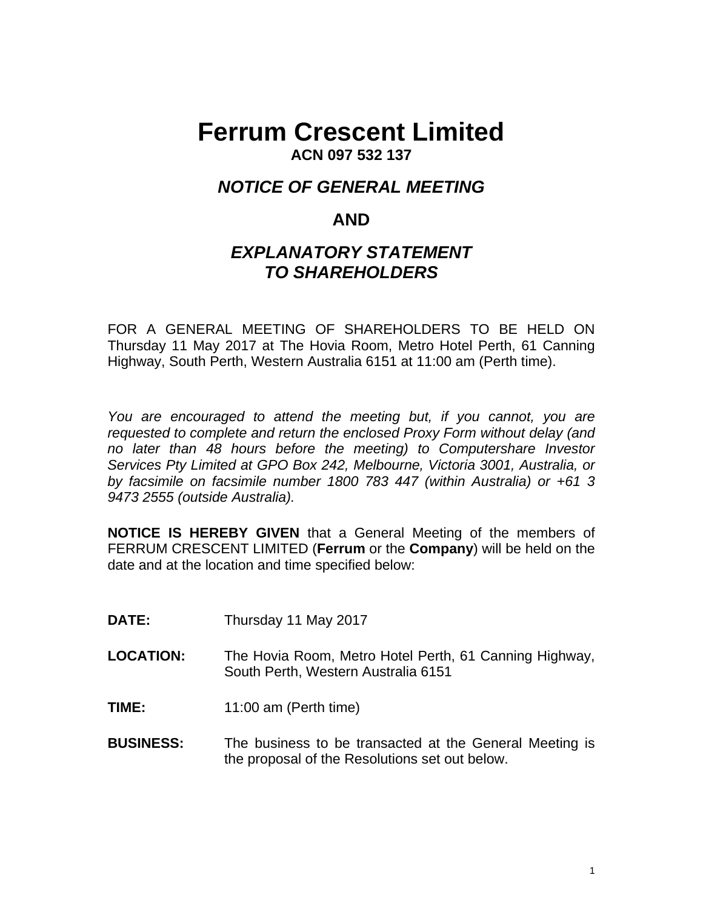# Ferrum Crescent Limited

**ACN 097 532 137**

## *NOTICE OF GENERAL MEETING*

## AND

## *EXPLANATORY STATEMENT TO SHAREHOLDERS*

FOR A GENERAL MEETING OF SHAREHOLDERS TO BE HELD ON Thursday 11 May 2017 at The Hovia Room, Metro Hotel Perth, 61 Canning Highway, South Perth, Western Australia 6151 at 11:00 am (Perth time).

*You are encouraged to attend the meeting but, if you cannot, you are requested to complete and return the enclosed Proxy Form without delay (and no later than 48 hours before the meeting) to Computershare Investor Services Pty Limited at GPO Box 242, Melbourne, Victoria 3001, Australia, or by facsimile on facsimile number 1800 783 447 (within Australia) or +61 3 9473 2555 (outside Australia).*

**NOTICE IS HEREBY GIVEN** that a General Meeting of the members of FERRUM CRESCENT LIMITED (**Ferrum** or the **Company**) will be held on the date and at the location and time specified below:

**DATE:** Thursday 11 May 2017

**LOCATION:** The Hovia Room, Metro Hotel Perth, 61 Canning Highway, South Perth, Western Australia 6151

**TIME:** 11:00 am (Perth time)

**BUSINESS:** The business to be transacted at the General Meeting is the proposal of the Resolutions set out below.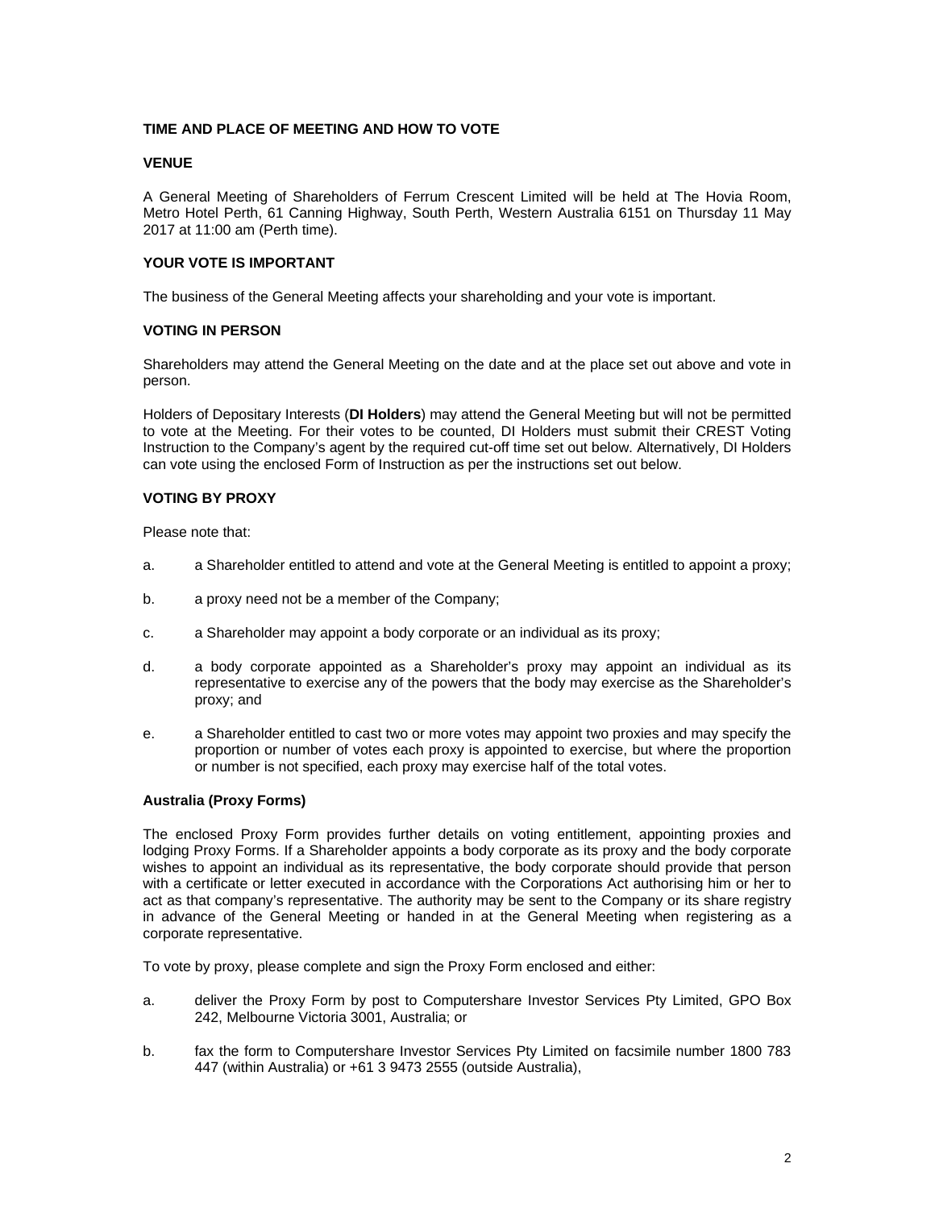## TIME AND PLACE OF MEETING AND HOW TO VOTE

### VENUE

A General Meeting of Shareholders of Ferrum Crescent Limited will be held at The Hovia Room, Metro Hotel Perth, 61 Canning Highway, South Perth, Western Australia 6151 on Thursday 11 May 2017 at 11:00 am (Perth time).

### YOUR VOTE IS IMPORTANT

The business of the General Meeting affects your shareholding and your vote is important.

### VOTING IN PERSON

Shareholders may attend the General Meeting on the date and at the place set out above and vote in person.

Holders of Depositary Interests (**DI Holders**) may attend the General Meeting but will not be permitted to vote at the Meeting. For their votes to be counted, DI Holders must submit their CREST Voting Instruction to the Company's agent by the required cut-off time set out below. Alternatively, DI Holders can vote using the enclosed Form of Instruction as per the instructions set out below.

### VOTING BY PROXY

Please note that:

a. a Shareholder entitled to attend and vote at the General Meeting is entitled to appoint a proxy;

b. a proxy need not be a member of the Company;

c. a Shareholder may appoint a body corporate or an individual as its proxy;

d. a body corporate appointed as a Shareholder's proxy may appoint an individual as its representative to exercise any of the powers that the body may exercise as the Shareholder's proxy; and

e. a Shareholder entitled to cast two or more votes may appoint two proxies and may specify the proportion or number of votes each proxy is appointed to exercise, but where the proportion or number is not specified, each proxy may exercise half of the total votes.

### Australia (Proxy Forms)

The enclosed Proxy Form provides further details on voting entitlement, appointing proxies and lodging Proxy Forms. If a Shareholder appoints a body corporate as its proxy and the body corporate wishes to appoint an individual as its representative, the body corporate should provide that person with a certificate or letter executed in accordance with the Corporations Act authorising him or her to act as that company's representative. The authority may be sent to the Company or its share registry in advance of the General Meeting or handed in at the General Meeting when registering as a corporate representative.

To vote by proxy, please complete and sign the Proxy Form enclosed and either:

a. deliver the Proxy Form by post to Computershare Investor Services Pty Limited, GPO Box 242, Melbourne Victoria 3001, Australia; or

b. fax the form to Computershare Investor Services Pty Limited on facsimile number 1800 783 447 (within Australia) or +61 3 9473 2555 (outside Australia),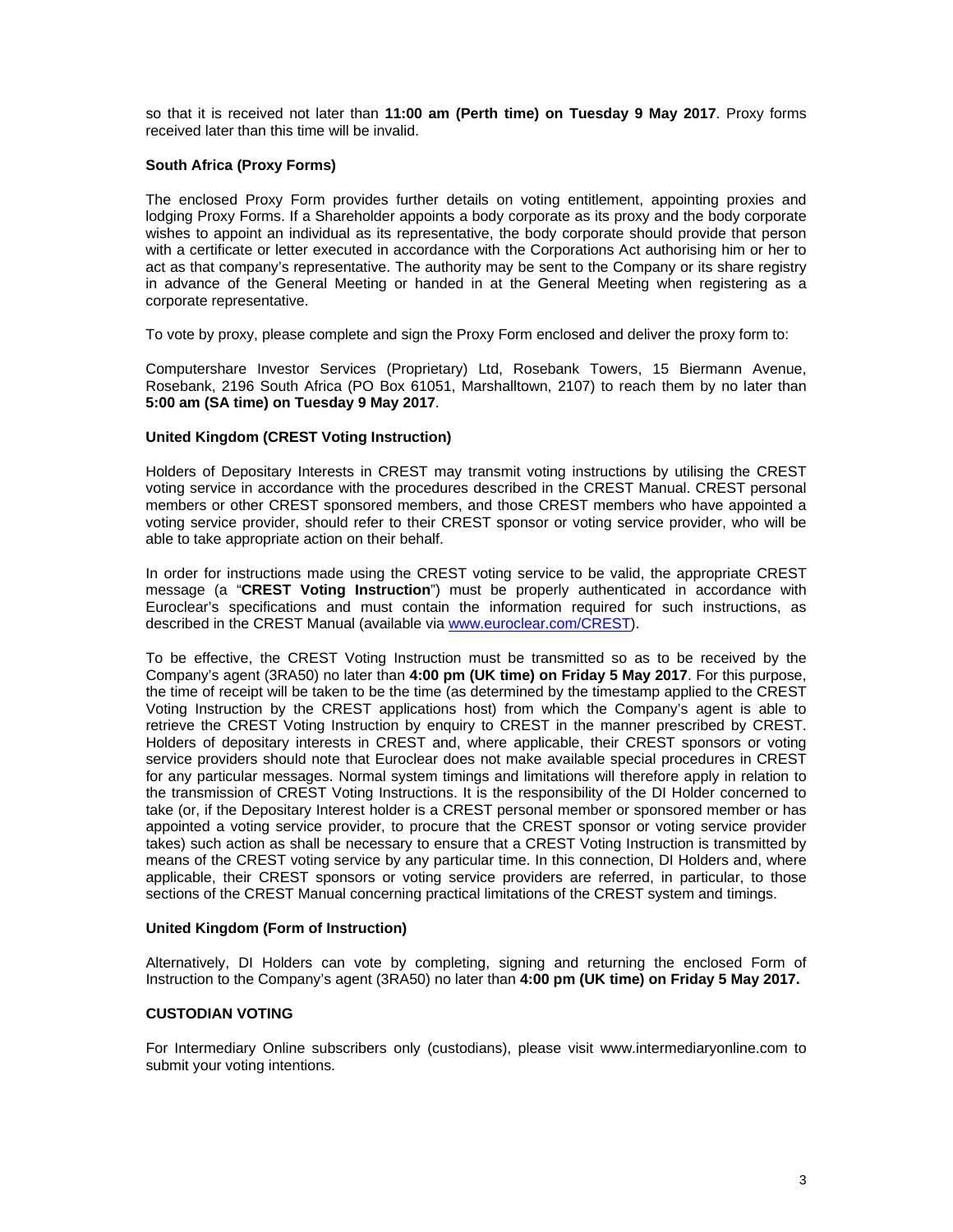so that it is received not later than **11:00 am (Perth time) on Tuesday 9 May 2017**. Proxy forms received later than this time will be invalid.

**South Africa (Proxy Forms)**

The enclosed Proxy Form provides further details on voting entitlement, appointing proxies and lodging Proxy Forms. If a Shareholder appoints a body corporate as its proxy and the body corporate wishes to appoint an individual as its representative, the body corporate should provide that person with a certificate or letter executed in accordance with the Corporations Act authorising him or her to act as that company's representative. The authority may be sent to the Company or its share registry in advance of the General Meeting or handed in at the General Meeting when registering as a corporate representative.

To vote by proxy, please complete and sign the Proxy Form enclosed and deliver the proxy form to:

Computershare Investor Services (Proprietary) Ltd, Rosebank Towers, 15 Biermann Avenue, Rosebank, 2196 South Africa (PO Box 61051, Marshalltown, 2107) to reach them by no later than **5:00 am (SA time) on Tuesday 9 May 2017**.

**United Kingdom (CREST Voting Instruction)**

Holders of Depositary Interests in CREST may transmit voting instructions by utilising the CREST voting service in accordance with the procedures described in the CREST Manual. CREST personal members or other CREST sponsored members, and those CREST members who have appointed a voting service provider, should refer to their CREST sponsor or voting service provider, who will be able to take appropriate action on their behalf.

In order for instructions made using the CREST voting service to be valid, the appropriate CREST message (a "**CREST Voting Instruction**") must be properly authenticated in accordance with Euroclear's specifications and must contain the information required for such instructions, as described in the CREST Manual (available via www.euroclear.com/CREST).

To be effective, the CREST Voting Instruction must be transmitted so as to be received by the Company's agent (3RA50) no later than **4:00 pm (UK time) on Friday 5 May 2017**. For this purpose, the time of receipt will be taken to be the time (as determined by the timestamp applied to the CREST Voting Instruction by the CREST applications host) from which the Company's agent is able to retrieve the CREST Voting Instruction by enquiry to CREST in the manner prescribed by CREST. Holders of depositary interests in CREST and, where applicable, their CREST sponsors or voting service providers should note that Euroclear does not make available special procedures in CREST for any particular messages. Normal system timings and limitations will therefore apply in relation to the transmission of CREST Voting Instructions. It is the responsibility of the DI Holder concerned to take (or, if the Depositary Interest holder is a CREST personal member or sponsored member or has appointed a voting service provider, to procure that the CREST sponsor or voting service provider takes) such action as shall be necessary to ensure that a CREST Voting Instruction is transmitted by means of the CREST voting service by any particular time. In this connection, DI Holders and, where applicable, their CREST sponsors or voting service providers are referred, in particular, to those sections of the CREST Manual concerning practical limitations of the CREST system and timings.

**United Kingdom (Form of Instruction)**

Alternatively, DI Holders can vote by completing, signing and returning the enclosed Form of Instruction to the Company's agent (3RA50) no later than **4:00 pm (UK time) on Friday 5 May 2017.**

**CUSTODIAN VOTING**

For Intermediary Online subscribers only (custodians), please visit www.intermediaryonline.com to submit your voting intentions.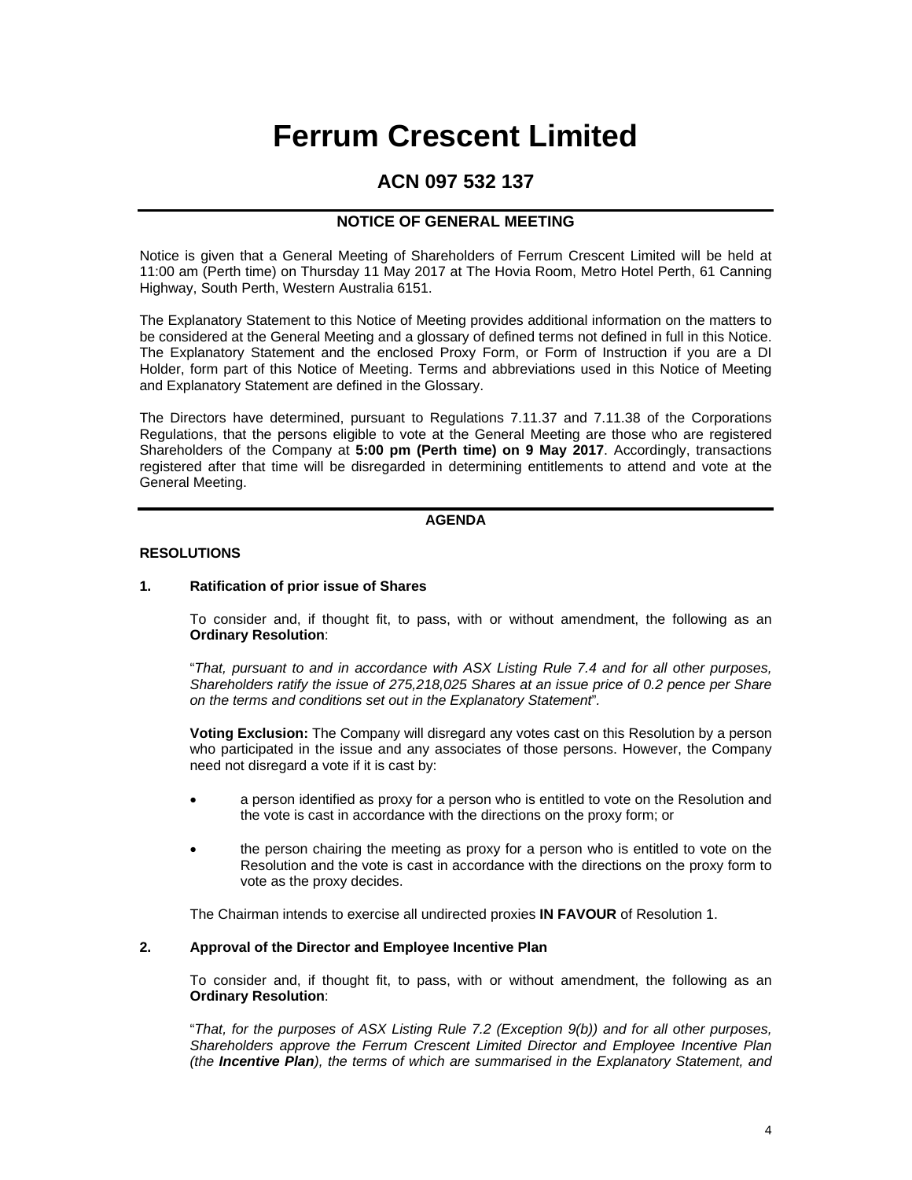# Ferrum Crescent Limited

## ACN 097 532 137

### NOTICE OF GENERAL MEETING

Notice is given that a General Meeting of Shareholders of Ferrum Crescent Limited will be held at 11:00 am (Perth time) on Thursday 11 May 2017 at The Hovia Room, Metro Hotel Perth, 61 Canning Highway, South Perth, Western Australia 6151.

The Explanatory Statement to this Notice of Meeting provides additional information on the matters to be considered at the General Meeting and a glossary of defined terms not defined in full in this Notice. The Explanatory Statement and the enclosed Proxy Form, or Form of Instruction if you are a DI Holder, form part of this Notice of Meeting. Terms and abbreviations used in this Notice of Meeting and Explanatory Statement are defined in the Glossary.

The Directors have determined, pursuant to Regulations 7.11.37 and 7.11.38 of the Corporations Regulations, that the persons eligible to vote at the General Meeting are those who are registered Shareholders of the Company at **5:00 pm (Perth time) on 9 May 2017**. Accordingly, transactions registered after that time will be disregarded in determining entitlements to attend and vote at the General Meeting.

### AGENDA

**RESOLUTIONS**

**1. Ratification of prior issue of Shares**

To consider and, if thought fit, to pass, with or without amendment, the following as an **Ordinary Resolution**:

"*That, pursuant to and in accordance with ASX Listing Rule 7.4 and for all other purposes, Shareholders ratify the issue of 275,218,025 Shares at an issue price of 0.2 pence per Share on the terms and conditions set out in the Explanatory Statement*".

**Voting Exclusion:** The Company will disregard any votes cast on this Resolution by a person who participated in the issue and any associates of those persons. However, the Company need not disregard a vote if it is cast by:

- a person identified as proxy for a person who is entitled to vote on the Resolution and the vote is cast in accordance with the directions on the proxy form; or
- the person chairing the meeting as proxy for a person who is entitled to vote on the Resolution and the vote is cast in accordance with the directions on the proxy form to vote as the proxy decides.

The Chairman intends to exercise all undirected proxies **IN FAVOUR** of Resolution 1.

**2. Approval of the Director and Employee Incentive Plan**

To consider and, if thought fit, to pass, with or without amendment, the following as an **Ordinary Resolution**:

"*That, for the purposes of ASX Listing Rule 7.2 (Exception 9(b)) and for all other purposes, Shareholders approve the Ferrum Crescent Limited Director and Employee Incentive Plan (the* ***Incentive Plan****), the terms of which are summarised in the Explanatory Statement, and*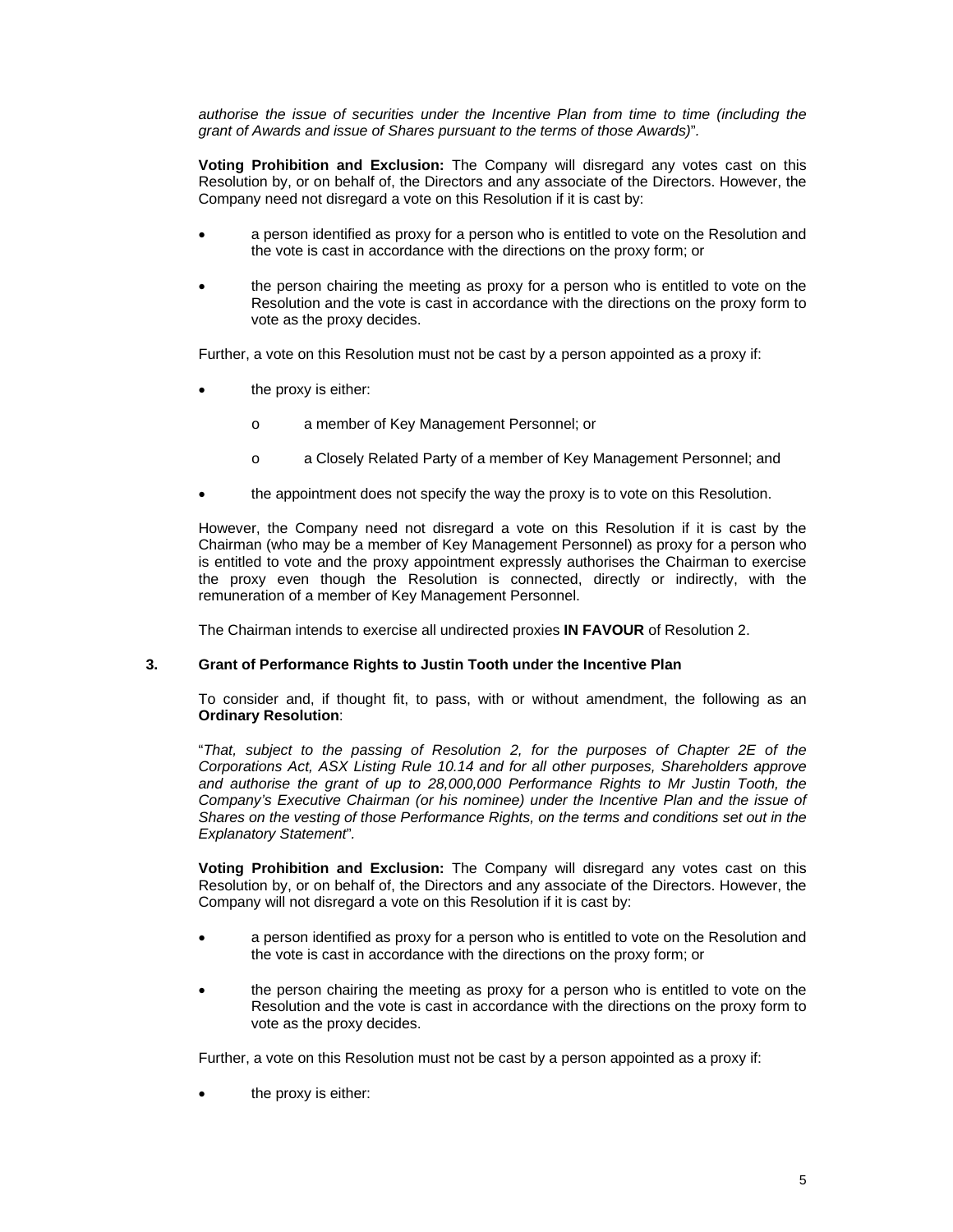*authorise the issue of securities under the Incentive Plan from time to time (including the grant of Awards and issue of Shares pursuant to the terms of those Awards)*".

**Voting Prohibition and Exclusion:** The Company will disregard any votes cast on this Resolution by, or on behalf of, the Directors and any associate of the Directors. However, the Company need not disregard a vote on this Resolution if it is cast by:

- a person identified as proxy for a person who is entitled to vote on the Resolution and the vote is cast in accordance with the directions on the proxy form; or
- the person chairing the meeting as proxy for a person who is entitled to vote on the Resolution and the vote is cast in accordance with the directions on the proxy form to vote as the proxy decides.

Further, a vote on this Resolution must not be cast by a person appointed as a proxy if:

- the proxy is either:
  - a member of Key Management Personnel; or
  - a Closely Related Party of a member of Key Management Personnel; and
- the appointment does not specify the way the proxy is to vote on this Resolution.

However, the Company need not disregard a vote on this Resolution if it is cast by the Chairman (who may be a member of Key Management Personnel) as proxy for a person who is entitled to vote and the proxy appointment expressly authorises the Chairman to exercise the proxy even though the Resolution is connected, directly or indirectly, with the remuneration of a member of Key Management Personnel.

The Chairman intends to exercise all undirected proxies **IN FAVOUR** of Resolution 2.

## 3. Grant of Performance Rights to Justin Tooth under the Incentive Plan

To consider and, if thought fit, to pass, with or without amendment, the following as an **Ordinary Resolution**:

"*That, subject to the passing of Resolution 2, for the purposes of Chapter 2E of the Corporations Act, ASX Listing Rule 10.14 and for all other purposes, Shareholders approve and authorise the grant of up to 28,000,000 Performance Rights to Mr Justin Tooth, the Company's Executive Chairman (or his nominee) under the Incentive Plan and the issue of Shares on the vesting of those Performance Rights, on the terms and conditions set out in the Explanatory Statement*".

**Voting Prohibition and Exclusion:** The Company will disregard any votes cast on this Resolution by, or on behalf of, the Directors and any associate of the Directors. However, the Company will not disregard a vote on this Resolution if it is cast by:

- a person identified as proxy for a person who is entitled to vote on the Resolution and the vote is cast in accordance with the directions on the proxy form; or
- the person chairing the meeting as proxy for a person who is entitled to vote on the Resolution and the vote is cast in accordance with the directions on the proxy form to vote as the proxy decides.

Further, a vote on this Resolution must not be cast by a person appointed as a proxy if:

- the proxy is either: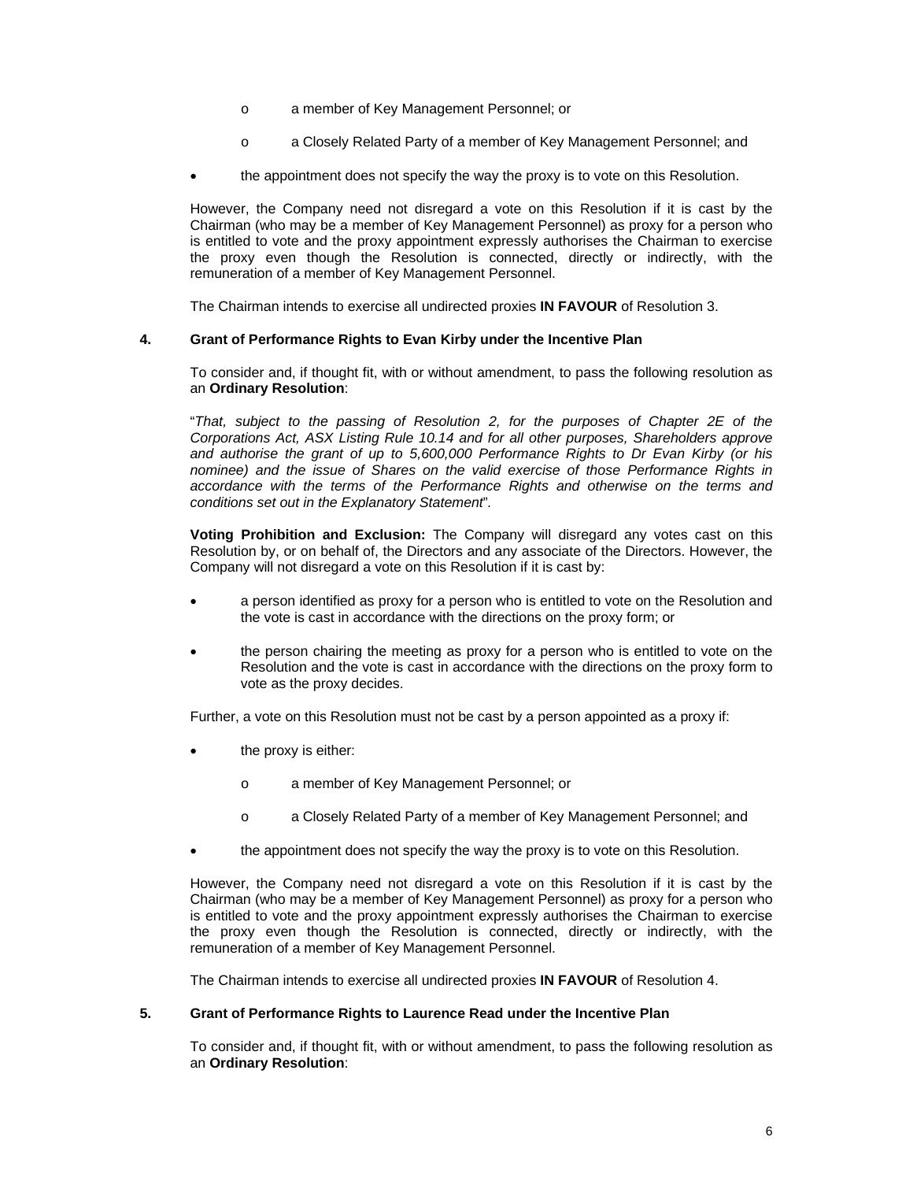- a member of Key Management Personnel; or
- a Closely Related Party of a member of Key Management Personnel; and

- the appointment does not specify the way the proxy is to vote on this Resolution.

However, the Company need not disregard a vote on this Resolution if it is cast by the Chairman (who may be a member of Key Management Personnel) as proxy for a person who is entitled to vote and the proxy appointment expressly authorises the Chairman to exercise the proxy even though the Resolution is connected, directly or indirectly, with the remuneration of a member of Key Management Personnel.

The Chairman intends to exercise all undirected proxies **IN FAVOUR** of Resolution 3.

### 4. Grant of Performance Rights to Evan Kirby under the Incentive Plan

To consider and, if thought fit, with or without amendment, to pass the following resolution as an **Ordinary Resolution**:

"*That, subject to the passing of Resolution 2, for the purposes of Chapter 2E of the Corporations Act, ASX Listing Rule 10.14 and for all other purposes, Shareholders approve and authorise the grant of up to 5,600,000 Performance Rights to Dr Evan Kirby (or his nominee) and the issue of Shares on the valid exercise of those Performance Rights in accordance with the terms of the Performance Rights and otherwise on the terms and conditions set out in the Explanatory Statement*".

**Voting Prohibition and Exclusion:** The Company will disregard any votes cast on this Resolution by, or on behalf of, the Directors and any associate of the Directors. However, the Company will not disregard a vote on this Resolution if it is cast by:

- a person identified as proxy for a person who is entitled to vote on the Resolution and the vote is cast in accordance with the directions on the proxy form; or
- the person chairing the meeting as proxy for a person who is entitled to vote on the Resolution and the vote is cast in accordance with the directions on the proxy form to vote as the proxy decides.

Further, a vote on this Resolution must not be cast by a person appointed as a proxy if:

- the proxy is either:
  - a member of Key Management Personnel; or
  - a Closely Related Party of a member of Key Management Personnel; and
- the appointment does not specify the way the proxy is to vote on this Resolution.

However, the Company need not disregard a vote on this Resolution if it is cast by the Chairman (who may be a member of Key Management Personnel) as proxy for a person who is entitled to vote and the proxy appointment expressly authorises the Chairman to exercise the proxy even though the Resolution is connected, directly or indirectly, with the remuneration of a member of Key Management Personnel.

The Chairman intends to exercise all undirected proxies **IN FAVOUR** of Resolution 4.

### 5. Grant of Performance Rights to Laurence Read under the Incentive Plan

To consider and, if thought fit, with or without amendment, to pass the following resolution as an **Ordinary Resolution**: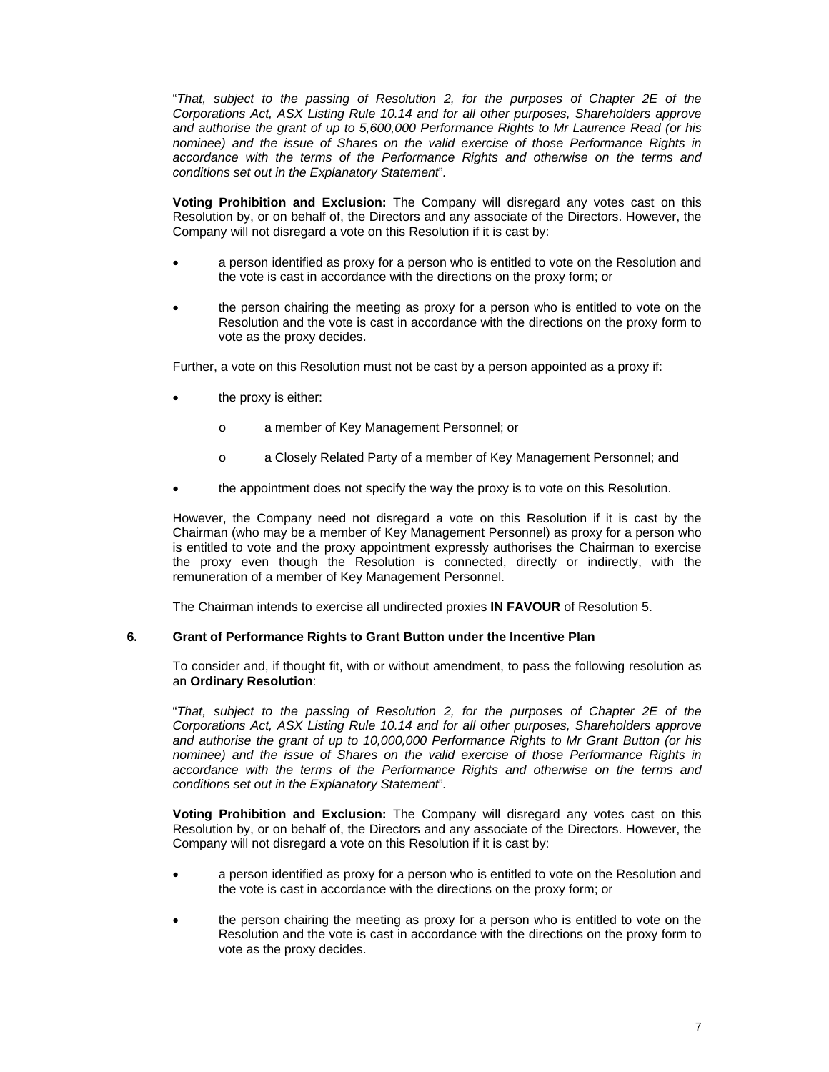"*That, subject to the passing of Resolution 2, for the purposes of Chapter 2E of the Corporations Act, ASX Listing Rule 10.14 and for all other purposes, Shareholders approve and authorise the grant of up to 5,600,000 Performance Rights to Mr Laurence Read (or his nominee) and the issue of Shares on the valid exercise of those Performance Rights in accordance with the terms of the Performance Rights and otherwise on the terms and conditions set out in the Explanatory Statement*".

**Voting Prohibition and Exclusion:** The Company will disregard any votes cast on this Resolution by, or on behalf of, the Directors and any associate of the Directors. However, the Company will not disregard a vote on this Resolution if it is cast by:

- a person identified as proxy for a person who is entitled to vote on the Resolution and the vote is cast in accordance with the directions on the proxy form; or
- the person chairing the meeting as proxy for a person who is entitled to vote on the Resolution and the vote is cast in accordance with the directions on the proxy form to vote as the proxy decides.

Further, a vote on this Resolution must not be cast by a person appointed as a proxy if:

- the proxy is either:
  - o a member of Key Management Personnel; or
  - o a Closely Related Party of a member of Key Management Personnel; and
- the appointment does not specify the way the proxy is to vote on this Resolution.

However, the Company need not disregard a vote on this Resolution if it is cast by the Chairman (who may be a member of Key Management Personnel) as proxy for a person who is entitled to vote and the proxy appointment expressly authorises the Chairman to exercise the proxy even though the Resolution is connected, directly or indirectly, with the remuneration of a member of Key Management Personnel.

The Chairman intends to exercise all undirected proxies **IN FAVOUR** of Resolution 5.

### 6. Grant of Performance Rights to Grant Button under the Incentive Plan

To consider and, if thought fit, with or without amendment, to pass the following resolution as an **Ordinary Resolution**:

"*That, subject to the passing of Resolution 2, for the purposes of Chapter 2E of the Corporations Act, ASX Listing Rule 10.14 and for all other purposes, Shareholders approve and authorise the grant of up to 10,000,000 Performance Rights to Mr Grant Button (or his nominee) and the issue of Shares on the valid exercise of those Performance Rights in accordance with the terms of the Performance Rights and otherwise on the terms and conditions set out in the Explanatory Statement*".

**Voting Prohibition and Exclusion:** The Company will disregard any votes cast on this Resolution by, or on behalf of, the Directors and any associate of the Directors. However, the Company will not disregard a vote on this Resolution if it is cast by:

- a person identified as proxy for a person who is entitled to vote on the Resolution and the vote is cast in accordance with the directions on the proxy form; or
- the person chairing the meeting as proxy for a person who is entitled to vote on the Resolution and the vote is cast in accordance with the directions on the proxy form to vote as the proxy decides.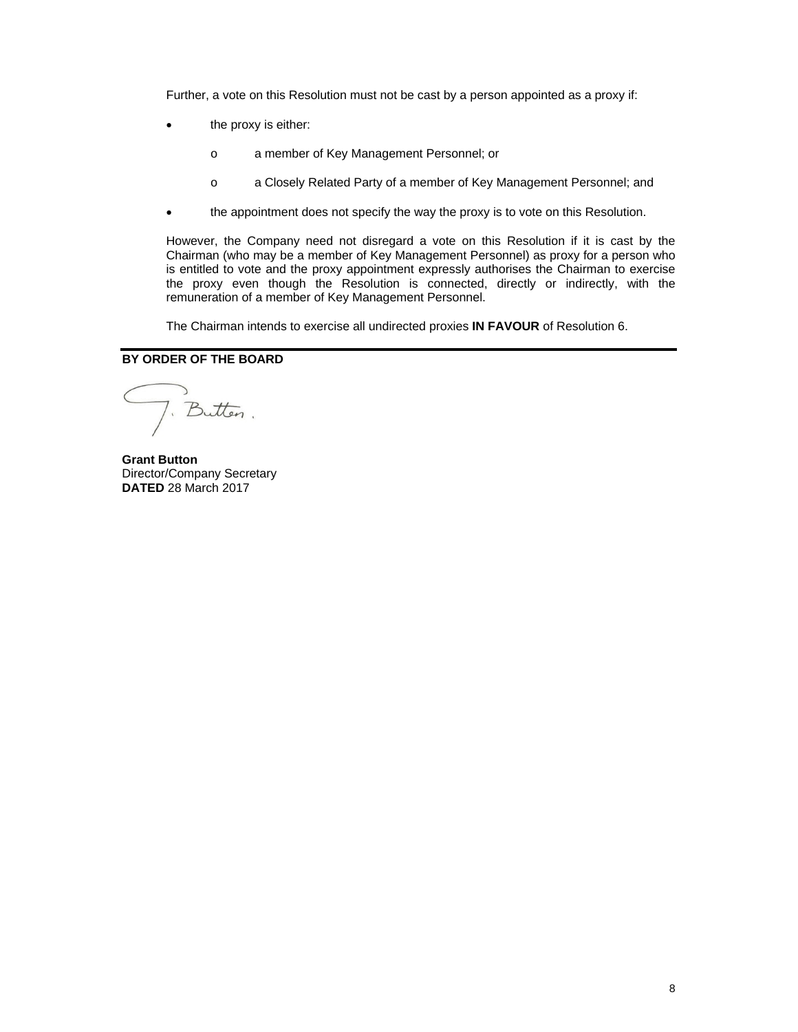Further, a vote on this Resolution must not be cast by a person appointed as a proxy if:

- the proxy is either:
  - a member of Key Management Personnel; or
  - a Closely Related Party of a member of Key Management Personnel; and
- the appointment does not specify the way the proxy is to vote on this Resolution.

However, the Company need not disregard a vote on this Resolution if it is cast by the Chairman (who may be a member of Key Management Personnel) as proxy for a person who is entitled to vote and the proxy appointment expressly authorises the Chairman to exercise the proxy even though the Resolution is connected, directly or indirectly, with the remuneration of a member of Key Management Personnel.

The Chairman intends to exercise all undirected proxies **IN FAVOUR** of Resolution 6.

---

**BY ORDER OF THE BOARD**

**Grant Button**
Director/Company Secretary
**DATED** 28 March 2017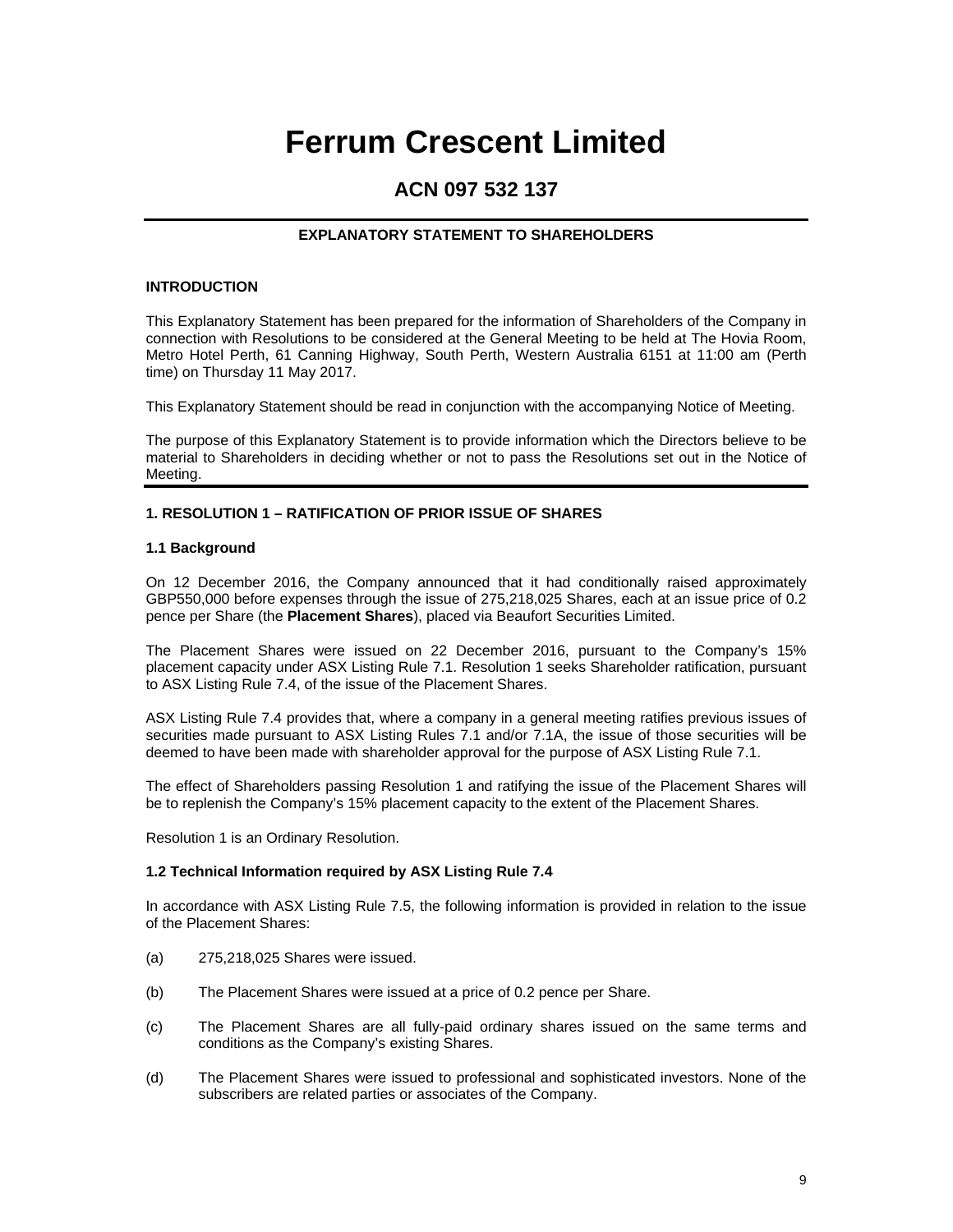# Ferrum Crescent Limited

## ACN 097 532 137

---

**EXPLANATORY STATEMENT TO SHAREHOLDERS**

**INTRODUCTION**

This Explanatory Statement has been prepared for the information of Shareholders of the Company in connection with Resolutions to be considered at the General Meeting to be held at The Hovia Room, Metro Hotel Perth, 61 Canning Highway, South Perth, Western Australia 6151 at 11:00 am (Perth time) on Thursday 11 May 2017.

This Explanatory Statement should be read in conjunction with the accompanying Notice of Meeting.

The purpose of this Explanatory Statement is to provide information which the Directors believe to be material to Shareholders in deciding whether or not to pass the Resolutions set out in the Notice of Meeting.

---

**1. RESOLUTION 1 – RATIFICATION OF PRIOR ISSUE OF SHARES**

**1.1 Background**

On 12 December 2016, the Company announced that it had conditionally raised approximately GBP550,000 before expenses through the issue of 275,218,025 Shares, each at an issue price of 0.2 pence per Share (the **Placement Shares**), placed via Beaufort Securities Limited.

The Placement Shares were issued on 22 December 2016, pursuant to the Company's 15% placement capacity under ASX Listing Rule 7.1. Resolution 1 seeks Shareholder ratification, pursuant to ASX Listing Rule 7.4, of the issue of the Placement Shares.

ASX Listing Rule 7.4 provides that, where a company in a general meeting ratifies previous issues of securities made pursuant to ASX Listing Rules 7.1 and/or 7.1A, the issue of those securities will be deemed to have been made with shareholder approval for the purpose of ASX Listing Rule 7.1.

The effect of Shareholders passing Resolution 1 and ratifying the issue of the Placement Shares will be to replenish the Company's 15% placement capacity to the extent of the Placement Shares.

Resolution 1 is an Ordinary Resolution.

**1.2 Technical Information required by ASX Listing Rule 7.4**

In accordance with ASX Listing Rule 7.5, the following information is provided in relation to the issue of the Placement Shares:

(a) 275,218,025 Shares were issued.

(b) The Placement Shares were issued at a price of 0.2 pence per Share.

(c) The Placement Shares are all fully-paid ordinary shares issued on the same terms and conditions as the Company's existing Shares.

(d) The Placement Shares were issued to professional and sophisticated investors. None of the subscribers are related parties or associates of the Company.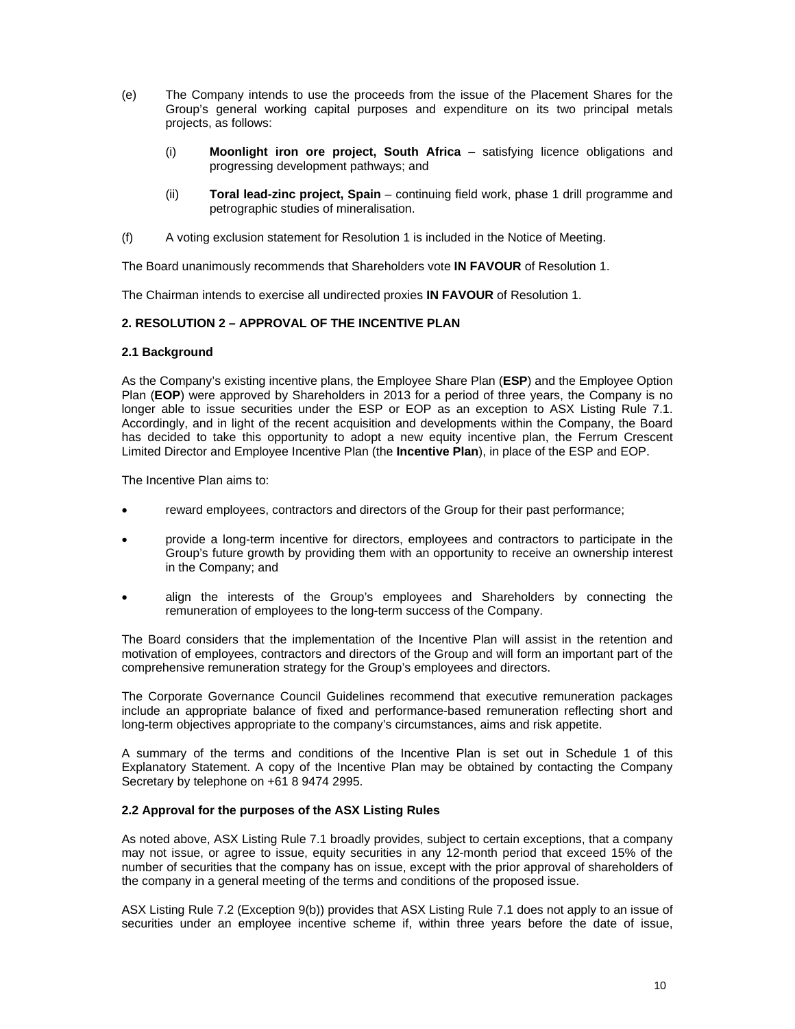(e) The Company intends to use the proceeds from the issue of the Placement Shares for the Group's general working capital purposes and expenditure on its two principal metals projects, as follows:

  (i) **Moonlight iron ore project, South Africa** – satisfying licence obligations and progressing development pathways; and

  (ii) **Toral lead-zinc project, Spain** – continuing field work, phase 1 drill programme and petrographic studies of mineralisation.

(f) A voting exclusion statement for Resolution 1 is included in the Notice of Meeting.

The Board unanimously recommends that Shareholders vote **IN FAVOUR** of Resolution 1.

The Chairman intends to exercise all undirected proxies **IN FAVOUR** of Resolution 1.

## 2. RESOLUTION 2 – APPROVAL OF THE INCENTIVE PLAN

### 2.1 Background

As the Company's existing incentive plans, the Employee Share Plan (**ESP**) and the Employee Option Plan (**EOP**) were approved by Shareholders in 2013 for a period of three years, the Company is no longer able to issue securities under the ESP or EOP as an exception to ASX Listing Rule 7.1. Accordingly, and in light of the recent acquisition and developments within the Company, the Board has decided to take this opportunity to adopt a new equity incentive plan, the Ferrum Crescent Limited Director and Employee Incentive Plan (the **Incentive Plan**), in place of the ESP and EOP.

The Incentive Plan aims to:

- reward employees, contractors and directors of the Group for their past performance;
- provide a long-term incentive for directors, employees and contractors to participate in the Group's future growth by providing them with an opportunity to receive an ownership interest in the Company; and
- align the interests of the Group's employees and Shareholders by connecting the remuneration of employees to the long-term success of the Company.

The Board considers that the implementation of the Incentive Plan will assist in the retention and motivation of employees, contractors and directors of the Group and will form an important part of the comprehensive remuneration strategy for the Group's employees and directors.

The Corporate Governance Council Guidelines recommend that executive remuneration packages include an appropriate balance of fixed and performance-based remuneration reflecting short and long-term objectives appropriate to the company's circumstances, aims and risk appetite.

A summary of the terms and conditions of the Incentive Plan is set out in Schedule 1 of this Explanatory Statement. A copy of the Incentive Plan may be obtained by contacting the Company Secretary by telephone on +61 8 9474 2995.

### 2.2 Approval for the purposes of the ASX Listing Rules

As noted above, ASX Listing Rule 7.1 broadly provides, subject to certain exceptions, that a company may not issue, or agree to issue, equity securities in any 12-month period that exceed 15% of the number of securities that the company has on issue, except with the prior approval of shareholders of the company in a general meeting of the terms and conditions of the proposed issue.

ASX Listing Rule 7.2 (Exception 9(b)) provides that ASX Listing Rule 7.1 does not apply to an issue of securities under an employee incentive scheme if, within three years before the date of issue,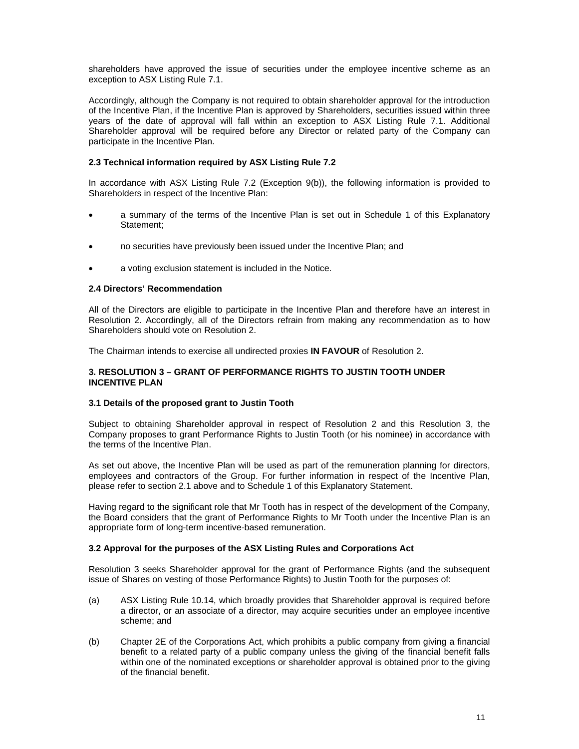shareholders have approved the issue of securities under the employee incentive scheme as an exception to ASX Listing Rule 7.1.

Accordingly, although the Company is not required to obtain shareholder approval for the introduction of the Incentive Plan, if the Incentive Plan is approved by Shareholders, securities issued within three years of the date of approval will fall within an exception to ASX Listing Rule 7.1. Additional Shareholder approval will be required before any Director or related party of the Company can participate in the Incentive Plan.

### 2.3 Technical information required by ASX Listing Rule 7.2

In accordance with ASX Listing Rule 7.2 (Exception 9(b)), the following information is provided to Shareholders in respect of the Incentive Plan:

- a summary of the terms of the Incentive Plan is set out in Schedule 1 of this Explanatory Statement;
- no securities have previously been issued under the Incentive Plan; and
- a voting exclusion statement is included in the Notice.

### 2.4 Directors' Recommendation

All of the Directors are eligible to participate in the Incentive Plan and therefore have an interest in Resolution 2. Accordingly, all of the Directors refrain from making any recommendation as to how Shareholders should vote on Resolution 2.

The Chairman intends to exercise all undirected proxies **IN FAVOUR** of Resolution 2.

## 3. RESOLUTION 3 – GRANT OF PERFORMANCE RIGHTS TO JUSTIN TOOTH UNDER INCENTIVE PLAN

### 3.1 Details of the proposed grant to Justin Tooth

Subject to obtaining Shareholder approval in respect of Resolution 2 and this Resolution 3, the Company proposes to grant Performance Rights to Justin Tooth (or his nominee) in accordance with the terms of the Incentive Plan.

As set out above, the Incentive Plan will be used as part of the remuneration planning for directors, employees and contractors of the Group. For further information in respect of the Incentive Plan, please refer to section 2.1 above and to Schedule 1 of this Explanatory Statement.

Having regard to the significant role that Mr Tooth has in respect of the development of the Company, the Board considers that the grant of Performance Rights to Mr Tooth under the Incentive Plan is an appropriate form of long-term incentive-based remuneration.

### 3.2 Approval for the purposes of the ASX Listing Rules and Corporations Act

Resolution 3 seeks Shareholder approval for the grant of Performance Rights (and the subsequent issue of Shares on vesting of those Performance Rights) to Justin Tooth for the purposes of:

(a) ASX Listing Rule 10.14, which broadly provides that Shareholder approval is required before a director, or an associate of a director, may acquire securities under an employee incentive scheme; and

(b) Chapter 2E of the Corporations Act, which prohibits a public company from giving a financial benefit to a related party of a public company unless the giving of the financial benefit falls within one of the nominated exceptions or shareholder approval is obtained prior to the giving of the financial benefit.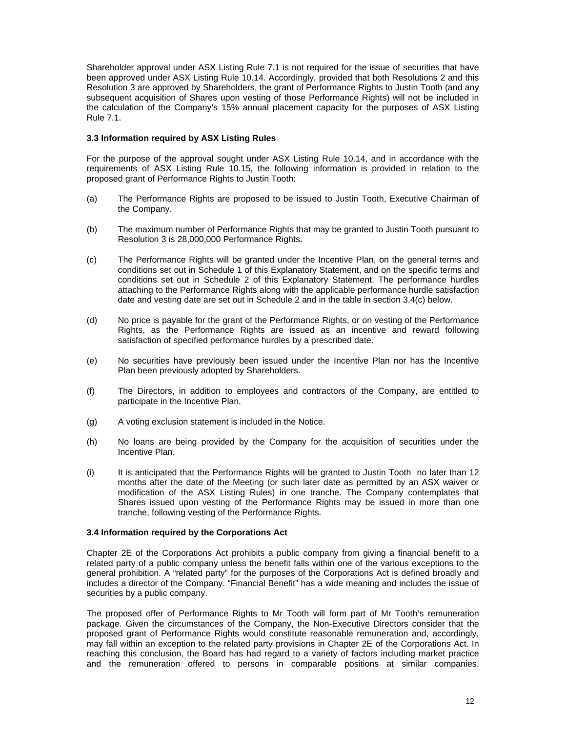Shareholder approval under ASX Listing Rule 7.1 is not required for the issue of securities that have been approved under ASX Listing Rule 10.14. Accordingly, provided that both Resolutions 2 and this Resolution 3 are approved by Shareholders, the grant of Performance Rights to Justin Tooth (and any subsequent acquisition of Shares upon vesting of those Performance Rights) will not be included in the calculation of the Company's 15% annual placement capacity for the purposes of ASX Listing Rule 7.1.

### 3.3 Information required by ASX Listing Rules

For the purpose of the approval sought under ASX Listing Rule 10.14, and in accordance with the requirements of ASX Listing Rule 10.15, the following information is provided in relation to the proposed grant of Performance Rights to Justin Tooth:

(a) The Performance Rights are proposed to be issued to Justin Tooth, Executive Chairman of the Company.

(b) The maximum number of Performance Rights that may be granted to Justin Tooth pursuant to Resolution 3 is 28,000,000 Performance Rights.

(c) The Performance Rights will be granted under the Incentive Plan, on the general terms and conditions set out in Schedule 1 of this Explanatory Statement, and on the specific terms and conditions set out in Schedule 2 of this Explanatory Statement. The performance hurdles attaching to the Performance Rights along with the applicable performance hurdle satisfaction date and vesting date are set out in Schedule 2 and in the table in section 3.4(c) below.

(d) No price is payable for the grant of the Performance Rights, or on vesting of the Performance Rights, as the Performance Rights are issued as an incentive and reward following satisfaction of specified performance hurdles by a prescribed date.

(e) No securities have previously been issued under the Incentive Plan nor has the Incentive Plan been previously adopted by Shareholders.

(f) The Directors, in addition to employees and contractors of the Company, are entitled to participate in the Incentive Plan.

(g) A voting exclusion statement is included in the Notice.

(h) No loans are being provided by the Company for the acquisition of securities under the Incentive Plan.

(i) It is anticipated that the Performance Rights will be granted to Justin Tooth no later than 12 months after the date of the Meeting (or such later date as permitted by an ASX waiver or modification of the ASX Listing Rules) in one tranche. The Company contemplates that Shares issued upon vesting of the Performance Rights may be issued in more than one tranche, following vesting of the Performance Rights.

### 3.4 Information required by the Corporations Act

Chapter 2E of the Corporations Act prohibits a public company from giving a financial benefit to a related party of a public company unless the benefit falls within one of the various exceptions to the general prohibition. A "related party" for the purposes of the Corporations Act is defined broadly and includes a director of the Company. "Financial Benefit" has a wide meaning and includes the issue of securities by a public company.

The proposed offer of Performance Rights to Mr Tooth will form part of Mr Tooth's remuneration package. Given the circumstances of the Company, the Non-Executive Directors consider that the proposed grant of Performance Rights would constitute reasonable remuneration and, accordingly, may fall within an exception to the related party provisions in Chapter 2E of the Corporations Act. In reaching this conclusion, the Board has had regard to a variety of factors including market practice and the remuneration offered to persons in comparable positions at similar companies.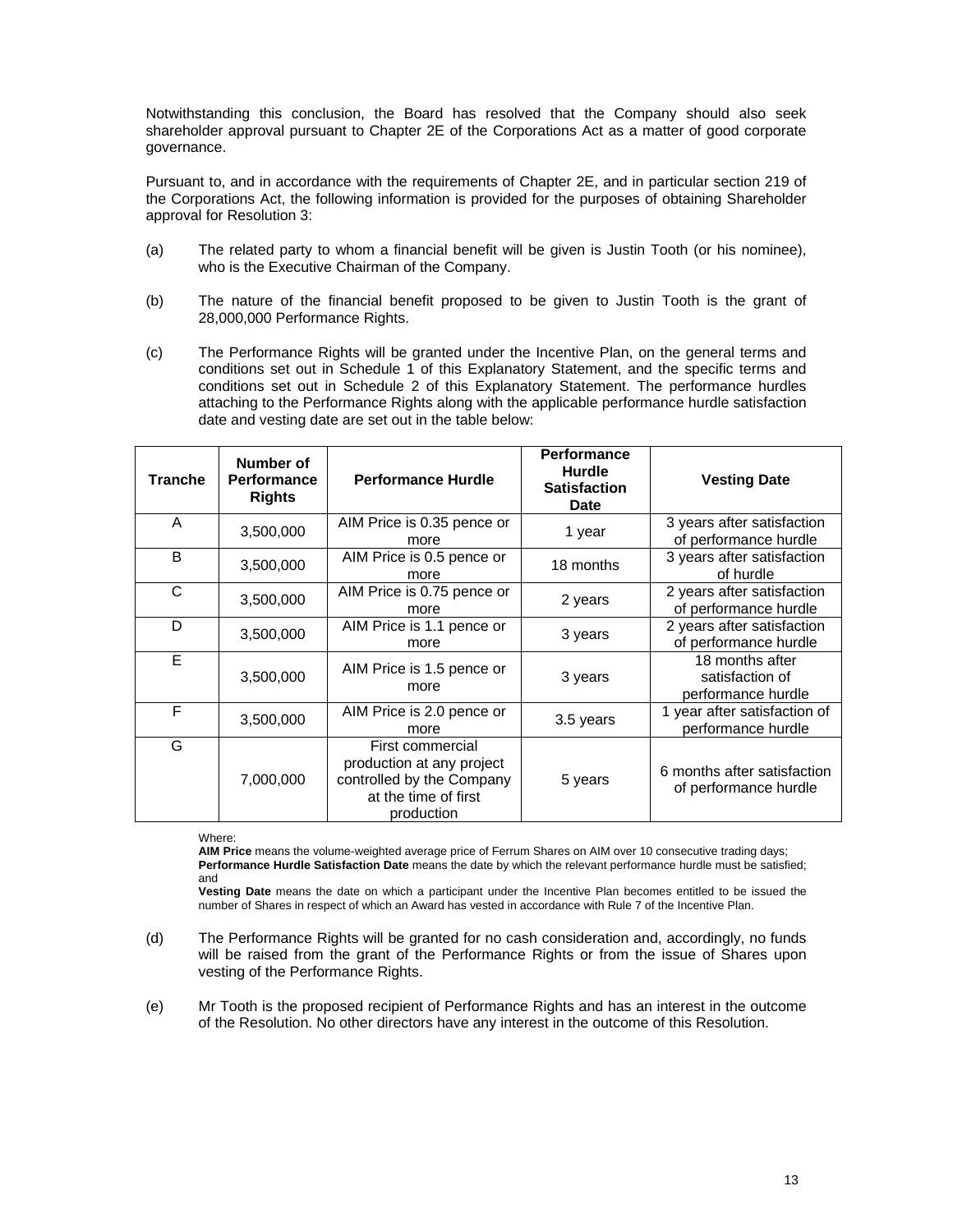Notwithstanding this conclusion, the Board has resolved that the Company should also seek shareholder approval pursuant to Chapter 2E of the Corporations Act as a matter of good corporate governance.

Pursuant to, and in accordance with the requirements of Chapter 2E, and in particular section 219 of the Corporations Act, the following information is provided for the purposes of obtaining Shareholder approval for Resolution 3:

(a) The related party to whom a financial benefit will be given is Justin Tooth (or his nominee), who is the Executive Chairman of the Company.

(b) The nature of the financial benefit proposed to be given to Justin Tooth is the grant of 28,000,000 Performance Rights.

(c) The Performance Rights will be granted under the Incentive Plan, on the general terms and conditions set out in Schedule 1 of this Explanatory Statement, and the specific terms and conditions set out in Schedule 2 of this Explanatory Statement. The performance hurdles attaching to the Performance Rights along with the applicable performance hurdle satisfaction date and vesting date are set out in the table below:

| Tranche | Number of Performance Rights | Performance Hurdle | Performance Hurdle Satisfaction Date | Vesting Date |
|---|---|---|---|---|
| A | 3,500,000 | AIM Price is 0.35 pence or more | 1 year | 3 years after satisfaction of performance hurdle |
| B | 3,500,000 | AIM Price is 0.5 pence or more | 18 months | 3 years after satisfaction of hurdle |
| C | 3,500,000 | AIM Price is 0.75 pence or more | 2 years | 2 years after satisfaction of performance hurdle |
| D | 3,500,000 | AIM Price is 1.1 pence or more | 3 years | 2 years after satisfaction of performance hurdle |
| E | 3,500,000 | AIM Price is 1.5 pence or more | 3 years | 18 months after satisfaction of performance hurdle |
| F | 3,500,000 | AIM Price is 2.0 pence or more | 3.5 years | 1 year after satisfaction of performance hurdle |
| G | 7,000,000 | First commercial production at any project controlled by the Company at the time of first production | 5 years | 6 months after satisfaction of performance hurdle |

Where:

**AIM Price** means the volume-weighted average price of Ferrum Shares on AIM over 10 consecutive trading days;

**Performance Hurdle Satisfaction Date** means the date by which the relevant performance hurdle must be satisfied; and

**Vesting Date** means the date on which a participant under the Incentive Plan becomes entitled to be issued the number of Shares in respect of which an Award has vested in accordance with Rule 7 of the Incentive Plan.

(d) The Performance Rights will be granted for no cash consideration and, accordingly, no funds will be raised from the grant of the Performance Rights or from the issue of Shares upon vesting of the Performance Rights.

(e) Mr Tooth is the proposed recipient of Performance Rights and has an interest in the outcome of the Resolution. No other directors have any interest in the outcome of this Resolution.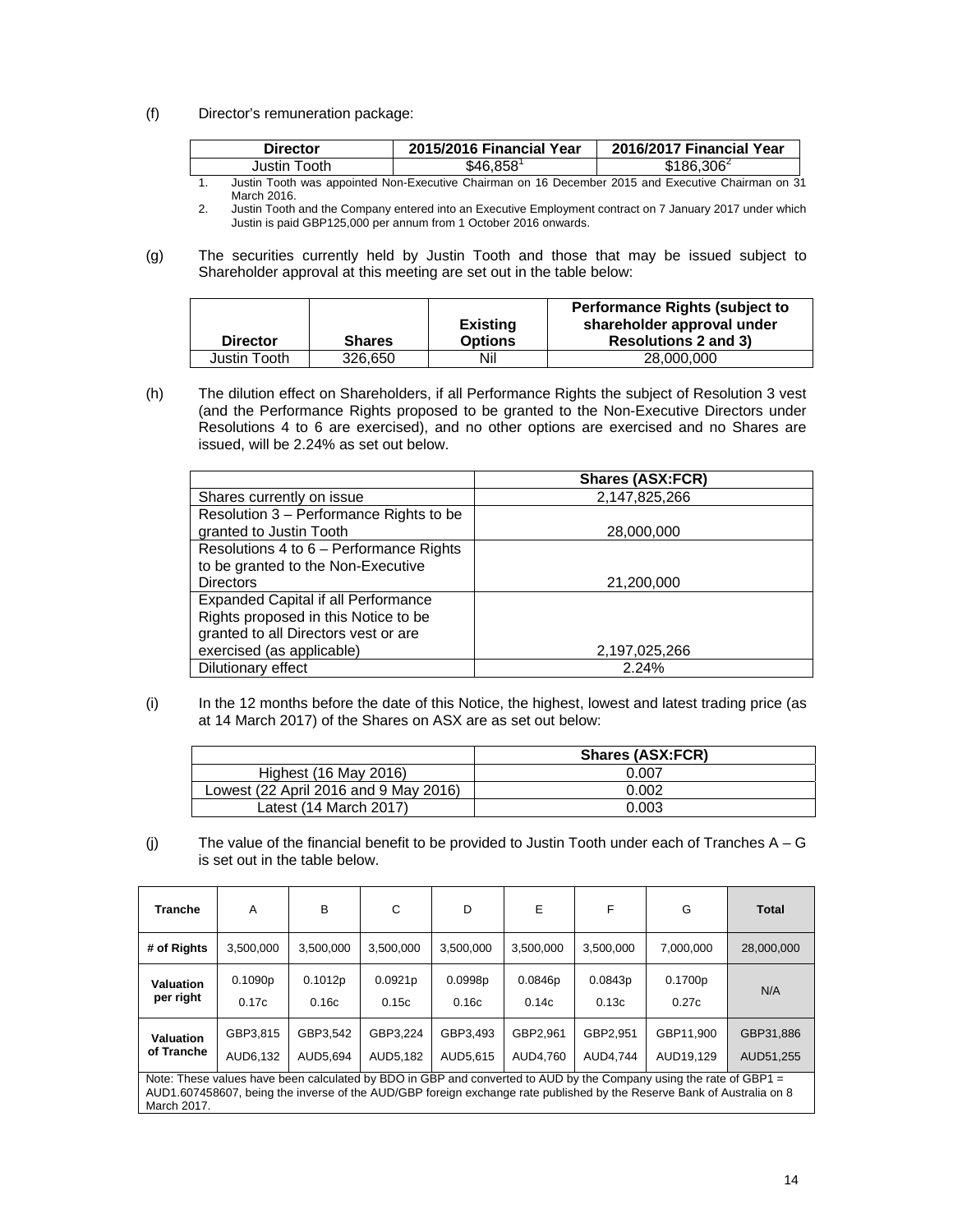(f) Director's remuneration package:

| Director | 2015/2016 Financial Year | 2016/2017 Financial Year |
| --- | --- | --- |
| Justin Tooth | $46,858[1] | $186,306[2] |

1. Justin Tooth was appointed Non-Executive Chairman on 16 December 2015 and Executive Chairman on 31 March 2016.
2. Justin Tooth and the Company entered into an Executive Employment contract on 7 January 2017 under which Justin is paid GBP125,000 per annum from 1 October 2016 onwards.

(g) The securities currently held by Justin Tooth and those that may be issued subject to Shareholder approval at this meeting are set out in the table below:

| Director | Shares | Existing Options | Performance Rights (subject to shareholder approval under Resolutions 2 and 3) |
| --- | --- | --- | --- |
| Justin Tooth | 326,650 | Nil | 28,000,000 |

(h) The dilution effect on Shareholders, if all Performance Rights the subject of Resolution 3 vest (and the Performance Rights proposed to be granted to the Non-Executive Directors under Resolutions 4 to 6 are exercised), and no other options are exercised and no Shares are issued, will be 2.24% as set out below.

| | Shares (ASX:FCR) |
| --- | --- |
| Shares currently on issue | 2,147,825,266 |
| Resolution 3 – Performance Rights to be granted to Justin Tooth | 28,000,000 |
| Resolutions 4 to 6 – Performance Rights to be granted to the Non-Executive Directors | 21,200,000 |
| Expanded Capital if all Performance Rights proposed in this Notice to be granted to all Directors vest or are exercised (as applicable) | 2,197,025,266 |
| Dilutionary effect | 2.24% |

(i) In the 12 months before the date of this Notice, the highest, lowest and latest trading price (as at 14 March 2017) of the Shares on ASX are as set out below:

| | Shares (ASX:FCR) |
| --- | --- |
| Highest (16 May 2016) | 0.007 |
| Lowest (22 April 2016 and 9 May 2016) | 0.002 |
| Latest (14 March 2017) | 0.003 |

(j) The value of the financial benefit to be provided to Justin Tooth under each of Tranches A – G is set out in the table below.

| Tranche | A | B | C | D | E | F | G | Total |
| --- | --- | --- | --- | --- | --- | --- | --- | --- |
| # of Rights | 3,500,000 | 3,500,000 | 3,500,000 | 3,500,000 | 3,500,000 | 3,500,000 | 7,000,000 | 28,000,000 |
| Valuation per right | 0.1090p 0.17c | 0.1012p 0.16c | 0.0921p 0.15c | 0.0998p 0.16c | 0.0846p 0.14c | 0.0843p 0.13c | 0.1700p 0.27c | N/A |
| Valuation of Tranche | GBP3,815 AUD6,132 | GBP3,542 AUD5,694 | GBP3,224 AUD5,182 | GBP3,493 AUD5,615 | GBP2,961 AUD4,760 | GBP2,951 AUD4,744 | GBP11,900 AUD19,129 | GBP31,886 AUD51,255 |

Note: These values have been calculated by BDO in GBP and converted to AUD by the Company using the rate of GBP1 = AUD1.607458607, being the inverse of the AUD/GBP foreign exchange rate published by the Reserve Bank of Australia on 8 March 2017.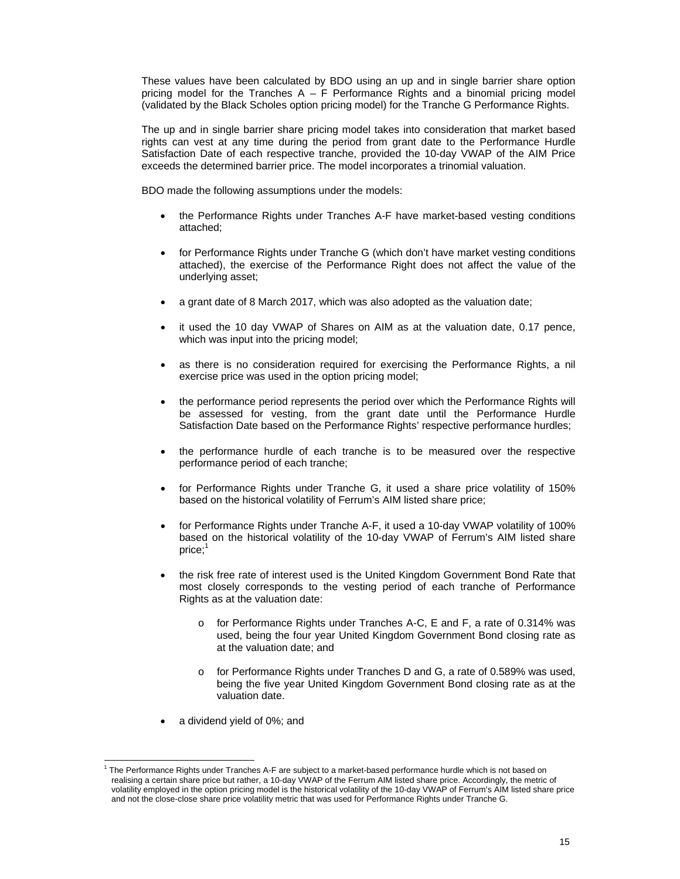These values have been calculated by BDO using an up and in single barrier share option pricing model for the Tranches A – F Performance Rights and a binomial pricing model (validated by the Black Scholes option pricing model) for the Tranche G Performance Rights.

The up and in single barrier share pricing model takes into consideration that market based rights can vest at any time during the period from grant date to the Performance Hurdle Satisfaction Date of each respective tranche, provided the 10-day VWAP of the AIM Price exceeds the determined barrier price. The model incorporates a trinomial valuation.

BDO made the following assumptions under the models:

- the Performance Rights under Tranches A-F have market-based vesting conditions attached;
- for Performance Rights under Tranche G (which don't have market vesting conditions attached), the exercise of the Performance Right does not affect the value of the underlying asset;
- a grant date of 8 March 2017, which was also adopted as the valuation date;
- it used the 10 day VWAP of Shares on AIM as at the valuation date, 0.17 pence, which was input into the pricing model;
- as there is no consideration required for exercising the Performance Rights, a nil exercise price was used in the option pricing model;
- the performance period represents the period over which the Performance Rights will be assessed for vesting, from the grant date until the Performance Hurdle Satisfaction Date based on the Performance Rights' respective performance hurdles;
- the performance hurdle of each tranche is to be measured over the respective performance period of each tranche;
- for Performance Rights under Tranche G, it used a share price volatility of 150% based on the historical volatility of Ferrum's AIM listed share price;
- for Performance Rights under Tranche A-F, it used a 10-day VWAP volatility of 100% based on the historical volatility of the 10-day VWAP of Ferrum's AIM listed share price;[1]
- the risk free rate of interest used is the United Kingdom Government Bond Rate that most closely corresponds to the vesting period of each tranche of Performance Rights as at the valuation date:
  - for Performance Rights under Tranches A-C, E and F, a rate of 0.314% was used, being the four year United Kingdom Government Bond closing rate as at the valuation date; and
  - for Performance Rights under Tranches D and G, a rate of 0.589% was used, being the five year United Kingdom Government Bond closing rate as at the valuation date.
- a dividend yield of 0%; and

[1] The Performance Rights under Tranches A-F are subject to a market-based performance hurdle which is not based on realising a certain share price but rather, a 10-day VWAP of the Ferrum AIM listed share price. Accordingly, the metric of volatility employed in the option pricing model is the historical volatility of the 10-day VWAP of Ferrum's AIM listed share price and not the close-close share price volatility metric that was used for Performance Rights under Tranche G.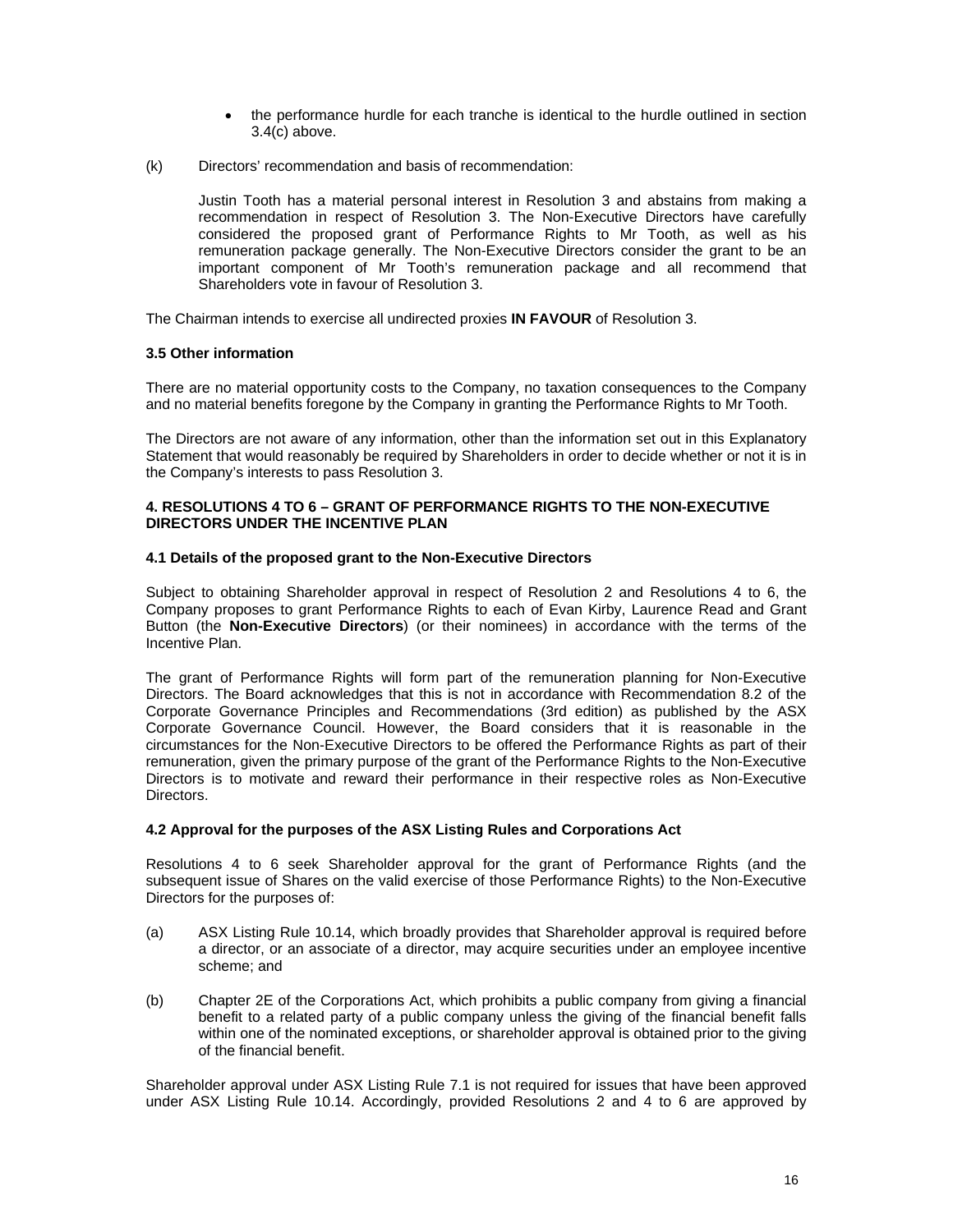- the performance hurdle for each tranche is identical to the hurdle outlined in section 3.4(c) above.

(k) Directors' recommendation and basis of recommendation:

Justin Tooth has a material personal interest in Resolution 3 and abstains from making a recommendation in respect of Resolution 3. The Non-Executive Directors have carefully considered the proposed grant of Performance Rights to Mr Tooth, as well as his remuneration package generally. The Non-Executive Directors consider the grant to be an important component of Mr Tooth's remuneration package and all recommend that Shareholders vote in favour of Resolution 3.

The Chairman intends to exercise all undirected proxies **IN FAVOUR** of Resolution 3.

### 3.5 Other information

There are no material opportunity costs to the Company, no taxation consequences to the Company and no material benefits foregone by the Company in granting the Performance Rights to Mr Tooth.

The Directors are not aware of any information, other than the information set out in this Explanatory Statement that would reasonably be required by Shareholders in order to decide whether or not it is in the Company's interests to pass Resolution 3.

## 4. RESOLUTIONS 4 TO 6 – GRANT OF PERFORMANCE RIGHTS TO THE NON-EXECUTIVE DIRECTORS UNDER THE INCENTIVE PLAN

### 4.1 Details of the proposed grant to the Non-Executive Directors

Subject to obtaining Shareholder approval in respect of Resolution 2 and Resolutions 4 to 6, the Company proposes to grant Performance Rights to each of Evan Kirby, Laurence Read and Grant Button (the **Non-Executive Directors**) (or their nominees) in accordance with the terms of the Incentive Plan.

The grant of Performance Rights will form part of the remuneration planning for Non-Executive Directors. The Board acknowledges that this is not in accordance with Recommendation 8.2 of the Corporate Governance Principles and Recommendations (3rd edition) as published by the ASX Corporate Governance Council. However, the Board considers that it is reasonable in the circumstances for the Non-Executive Directors to be offered the Performance Rights as part of their remuneration, given the primary purpose of the grant of the Performance Rights to the Non-Executive Directors is to motivate and reward their performance in their respective roles as Non-Executive Directors.

### 4.2 Approval for the purposes of the ASX Listing Rules and Corporations Act

Resolutions 4 to 6 seek Shareholder approval for the grant of Performance Rights (and the subsequent issue of Shares on the valid exercise of those Performance Rights) to the Non-Executive Directors for the purposes of:

(a) ASX Listing Rule 10.14, which broadly provides that Shareholder approval is required before a director, or an associate of a director, may acquire securities under an employee incentive scheme; and

(b) Chapter 2E of the Corporations Act, which prohibits a public company from giving a financial benefit to a related party of a public company unless the giving of the financial benefit falls within one of the nominated exceptions, or shareholder approval is obtained prior to the giving of the financial benefit.

Shareholder approval under ASX Listing Rule 7.1 is not required for issues that have been approved under ASX Listing Rule 10.14. Accordingly, provided Resolutions 2 and 4 to 6 are approved by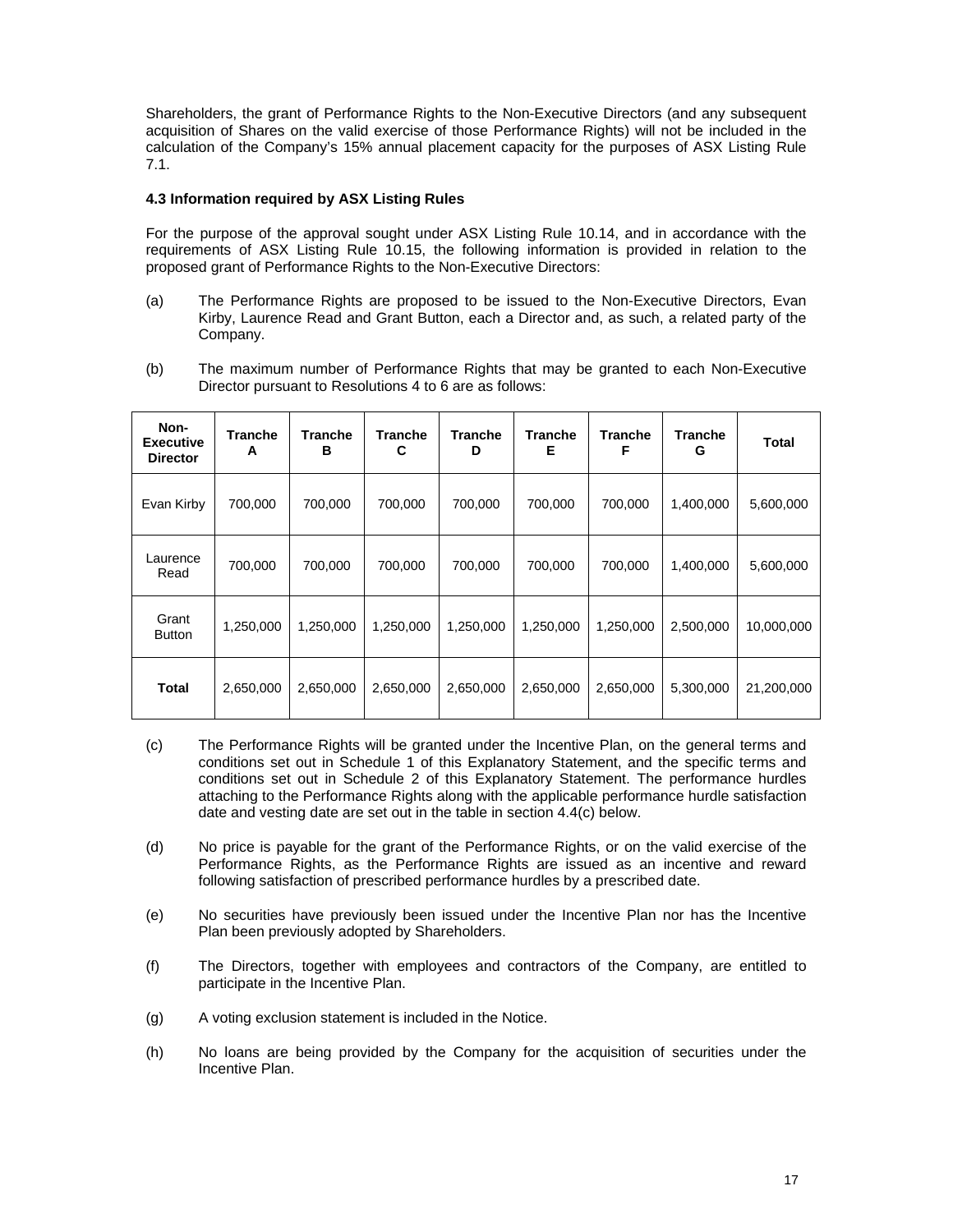Shareholders, the grant of Performance Rights to the Non-Executive Directors (and any subsequent acquisition of Shares on the valid exercise of those Performance Rights) will not be included in the calculation of the Company's 15% annual placement capacity for the purposes of ASX Listing Rule 7.1.

**4.3 Information required by ASX Listing Rules**

For the purpose of the approval sought under ASX Listing Rule 10.14, and in accordance with the requirements of ASX Listing Rule 10.15, the following information is provided in relation to the proposed grant of Performance Rights to the Non-Executive Directors:

(a) The Performance Rights are proposed to be issued to the Non-Executive Directors, Evan Kirby, Laurence Read and Grant Button, each a Director and, as such, a related party of the Company.

(b) The maximum number of Performance Rights that may be granted to each Non-Executive Director pursuant to Resolutions 4 to 6 are as follows:

| Non-Executive Director | Tranche A | Tranche B | Tranche C | Tranche D | Tranche E | Tranche F | Tranche G | Total |
|---|---|---|---|---|---|---|---|---|
| Evan Kirby | 700,000 | 700,000 | 700,000 | 700,000 | 700,000 | 700,000 | 1,400,000 | 5,600,000 |
| Laurence Read | 700,000 | 700,000 | 700,000 | 700,000 | 700,000 | 700,000 | 1,400,000 | 5,600,000 |
| Grant Button | 1,250,000 | 1,250,000 | 1,250,000 | 1,250,000 | 1,250,000 | 1,250,000 | 2,500,000 | 10,000,000 |
| **Total** | 2,650,000 | 2,650,000 | 2,650,000 | 2,650,000 | 2,650,000 | 2,650,000 | 5,300,000 | 21,200,000 |

(c) The Performance Rights will be granted under the Incentive Plan, on the general terms and conditions set out in Schedule 1 of this Explanatory Statement, and the specific terms and conditions set out in Schedule 2 of this Explanatory Statement. The performance hurdles attaching to the Performance Rights along with the applicable performance hurdle satisfaction date and vesting date are set out in the table in section 4.4(c) below.

(d) No price is payable for the grant of the Performance Rights, or on the valid exercise of the Performance Rights, as the Performance Rights are issued as an incentive and reward following satisfaction of prescribed performance hurdles by a prescribed date.

(e) No securities have previously been issued under the Incentive Plan nor has the Incentive Plan been previously adopted by Shareholders.

(f) The Directors, together with employees and contractors of the Company, are entitled to participate in the Incentive Plan.

(g) A voting exclusion statement is included in the Notice.

(h) No loans are being provided by the Company for the acquisition of securities under the Incentive Plan.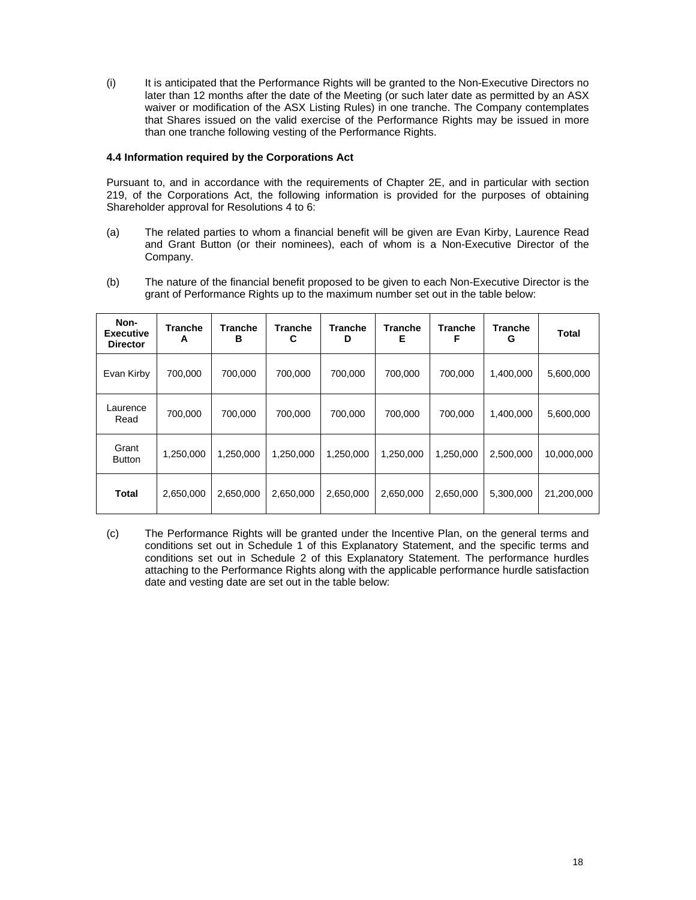(i) It is anticipated that the Performance Rights will be granted to the Non-Executive Directors no later than 12 months after the date of the Meeting (or such later date as permitted by an ASX waiver or modification of the ASX Listing Rules) in one tranche. The Company contemplates that Shares issued on the valid exercise of the Performance Rights may be issued in more than one tranche following vesting of the Performance Rights.

#### 4.4 Information required by the Corporations Act

Pursuant to, and in accordance with the requirements of Chapter 2E, and in particular with section 219, of the Corporations Act, the following information is provided for the purposes of obtaining Shareholder approval for Resolutions 4 to 6:

(a) The related parties to whom a financial benefit will be given are Evan Kirby, Laurence Read and Grant Button (or their nominees), each of whom is a Non-Executive Director of the Company.

(b) The nature of the financial benefit proposed to be given to each Non-Executive Director is the grant of Performance Rights up to the maximum number set out in the table below:

| Non-Executive Director | Tranche A | Tranche B | Tranche C | Tranche D | Tranche E | Tranche F | Tranche G | Total |
|---|---|---|---|---|---|---|---|---|
| Evan Kirby | 700,000 | 700,000 | 700,000 | 700,000 | 700,000 | 700,000 | 1,400,000 | 5,600,000 |
| Laurence Read | 700,000 | 700,000 | 700,000 | 700,000 | 700,000 | 700,000 | 1,400,000 | 5,600,000 |
| Grant Button | 1,250,000 | 1,250,000 | 1,250,000 | 1,250,000 | 1,250,000 | 1,250,000 | 2,500,000 | 10,000,000 |
| **Total** | 2,650,000 | 2,650,000 | 2,650,000 | 2,650,000 | 2,650,000 | 2,650,000 | 5,300,000 | 21,200,000 |

(c) The Performance Rights will be granted under the Incentive Plan, on the general terms and conditions set out in Schedule 1 of this Explanatory Statement, and the specific terms and conditions set out in Schedule 2 of this Explanatory Statement. The performance hurdles attaching to the Performance Rights along with the applicable performance hurdle satisfaction date and vesting date are set out in the table below: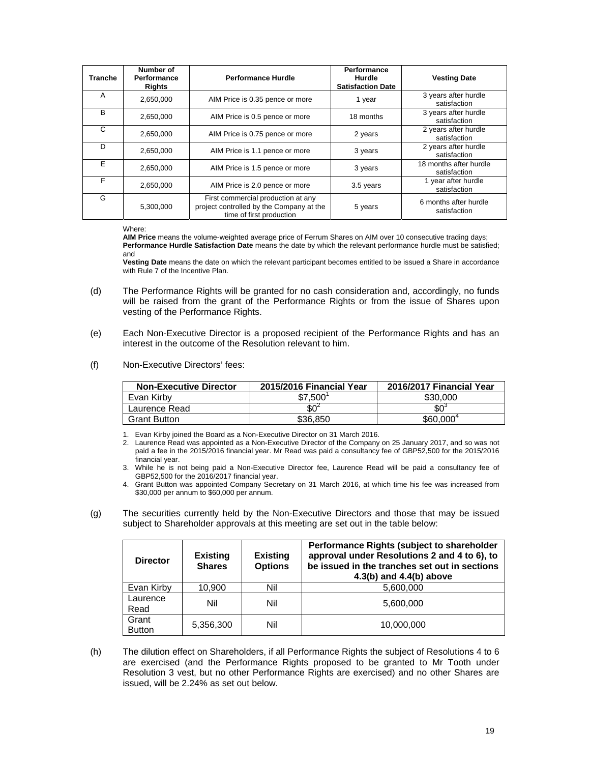| Tranche | Number of Performance Rights | Performance Hurdle | Performance Hurdle Satisfaction Date | Vesting Date |
|---|---|---|---|---|
| A | 2,650,000 | AIM Price is 0.35 pence or more | 1 year | 3 years after hurdle satisfaction |
| B | 2,650,000 | AIM Price is 0.5 pence or more | 18 months | 3 years after hurdle satisfaction |
| C | 2,650,000 | AIM Price is 0.75 pence or more | 2 years | 2 years after hurdle satisfaction |
| D | 2,650,000 | AIM Price is 1.1 pence or more | 3 years | 2 years after hurdle satisfaction |
| E | 2,650,000 | AIM Price is 1.5 pence or more | 3 years | 18 months after hurdle satisfaction |
| F | 2,650,000 | AIM Price is 2.0 pence or more | 3.5 years | 1 year after hurdle satisfaction |
| G | 5,300,000 | First commercial production at any project controlled by the Company at the time of first production | 5 years | 6 months after hurdle satisfaction |

Where:

**AIM Price** means the volume-weighted average price of Ferrum Shares on AIM over 10 consecutive trading days;
**Performance Hurdle Satisfaction Date** means the date by which the relevant performance hurdle must be satisfied; and
**Vesting Date** means the date on which the relevant participant becomes entitled to be issued a Share in accordance with Rule 7 of the Incentive Plan.

(d) The Performance Rights will be granted for no cash consideration and, accordingly, no funds will be raised from the grant of the Performance Rights or from the issue of Shares upon vesting of the Performance Rights.

(e) Each Non-Executive Director is a proposed recipient of the Performance Rights and has an interest in the outcome of the Resolution relevant to him.

(f) Non-Executive Directors' fees:

| Non-Executive Director | 2015/2016 Financial Year | 2016/2017 Financial Year |
|---|---|---|
| Evan Kirby | $7,500[1] | $30,000 |
| Laurence Read | $0[2] | $0[3] |
| Grant Button | $36,850 | $60,000[4] |

1. Evan Kirby joined the Board as a Non-Executive Director on 31 March 2016.
2. Laurence Read was appointed as a Non-Executive Director of the Company on 25 January 2017, and so was not paid a fee in the 2015/2016 financial year. Mr Read was paid a consultancy fee of GBP52,500 for the 2015/2016 financial year.
3. While he is not being paid a Non-Executive Director fee, Laurence Read will be paid a consultancy fee of GBP52,500 for the 2016/2017 financial year.
4. Grant Button was appointed Company Secretary on 31 March 2016, at which time his fee was increased from $30,000 per annum to $60,000 per annum.

(g) The securities currently held by the Non-Executive Directors and those that may be issued subject to Shareholder approvals at this meeting are set out in the table below:

| Director | Existing Shares | Existing Options | Performance Rights (subject to shareholder approval under Resolutions 2 and 4 to 6), to be issued in the tranches set out in sections 4.3(b) and 4.4(b) above |
|---|---|---|---|
| Evan Kirby | 10,900 | Nil | 5,600,000 |
| Laurence Read | Nil | Nil | 5,600,000 |
| Grant Button | 5,356,300 | Nil | 10,000,000 |

(h) The dilution effect on Shareholders, if all Performance Rights the subject of Resolutions 4 to 6 are exercised (and the Performance Rights proposed to be granted to Mr Tooth under Resolution 3 vest, but no other Performance Rights are exercised) and no other Shares are issued, will be 2.24% as set out below.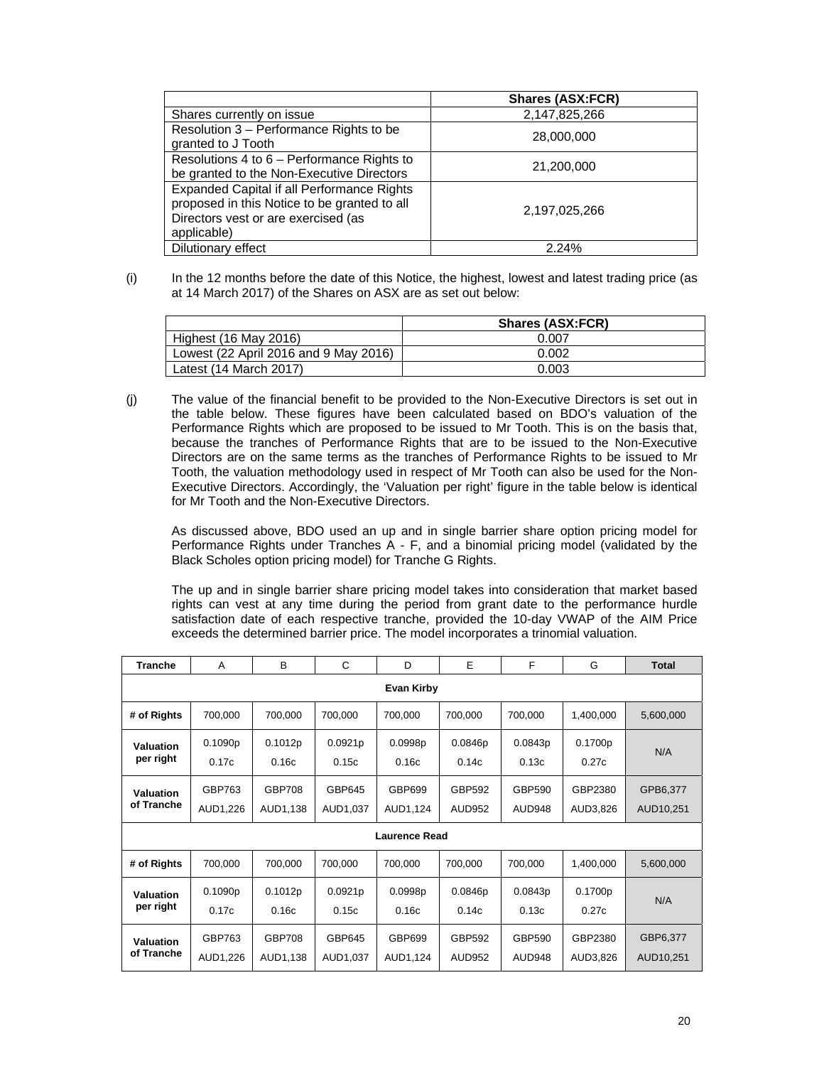| | Shares (ASX:FCR) |
|---|---|
| Shares currently on issue | 2,147,825,266 |
| Resolution 3 – Performance Rights to be granted to J Tooth | 28,000,000 |
| Resolutions 4 to 6 – Performance Rights to be granted to the Non-Executive Directors | 21,200,000 |
| Expanded Capital if all Performance Rights proposed in this Notice to be granted to all Directors vest or are exercised (as applicable) | 2,197,025,266 |
| Dilutionary effect | 2.24% |

(i) In the 12 months before the date of this Notice, the highest, lowest and latest trading price (as at 14 March 2017) of the Shares on ASX are as set out below:

| | Shares (ASX:FCR) |
|---|---|
| Highest (16 May 2016) | 0.007 |
| Lowest (22 April 2016 and 9 May 2016) | 0.002 |
| Latest (14 March 2017) | 0.003 |

(j) The value of the financial benefit to be provided to the Non-Executive Directors is set out in the table below. These figures have been calculated based on BDO's valuation of the Performance Rights which are proposed to be issued to Mr Tooth. This is on the basis that, because the tranches of Performance Rights that are to be issued to the Non-Executive Directors are on the same terms as the tranches of Performance Rights to be issued to Mr Tooth, the valuation methodology used in respect of Mr Tooth can also be used for the Non-Executive Directors. Accordingly, the 'Valuation per right' figure in the table below is identical for Mr Tooth and the Non-Executive Directors.

As discussed above, BDO used an up and in single barrier share option pricing model for Performance Rights under Tranches A - F, and a binomial pricing model (validated by the Black Scholes option pricing model) for Tranche G Rights.

The up and in single barrier share pricing model takes into consideration that market based rights can vest at any time during the period from grant date to the performance hurdle satisfaction date of each respective tranche, provided the 10-day VWAP of the AIM Price exceeds the determined barrier price. The model incorporates a trinomial valuation.

| Tranche | A | B | C | D | E | F | G | Total |
|---|---|---|---|---|---|---|---|---|
| **Evan Kirby** | | | | | | | | |
| # of Rights | 700,000 | 700,000 | 700,000 | 700,000 | 700,000 | 700,000 | 1,400,000 | 5,600,000 |
| Valuation per right | 0.1090p 0.17c | 0.1012p 0.16c | 0.0921p 0.15c | 0.0998p 0.16c | 0.0846p 0.14c | 0.0843p 0.13c | 0.1700p 0.27c | N/A |
| Valuation of Tranche | GBP763 AUD1,226 | GBP708 AUD1,138 | GBP645 AUD1,037 | GBP699 AUD1,124 | GBP592 AUD952 | GBP590 AUD948 | GBP2380 AUD3,826 | GPB6,377 AUD10,251 |
| **Laurence Read** | | | | | | | | |
| # of Rights | 700,000 | 700,000 | 700,000 | 700,000 | 700,000 | 700,000 | 1,400,000 | 5,600,000 |
| Valuation per right | 0.1090p 0.17c | 0.1012p 0.16c | 0.0921p 0.15c | 0.0998p 0.16c | 0.0846p 0.14c | 0.0843p 0.13c | 0.1700p 0.27c | N/A |
| Valuation of Tranche | GBP763 AUD1,226 | GBP708 AUD1,138 | GBP645 AUD1,037 | GBP699 AUD1,124 | GBP592 AUD952 | GBP590 AUD948 | GBP2380 AUD3,826 | GBP6,377 AUD10,251 |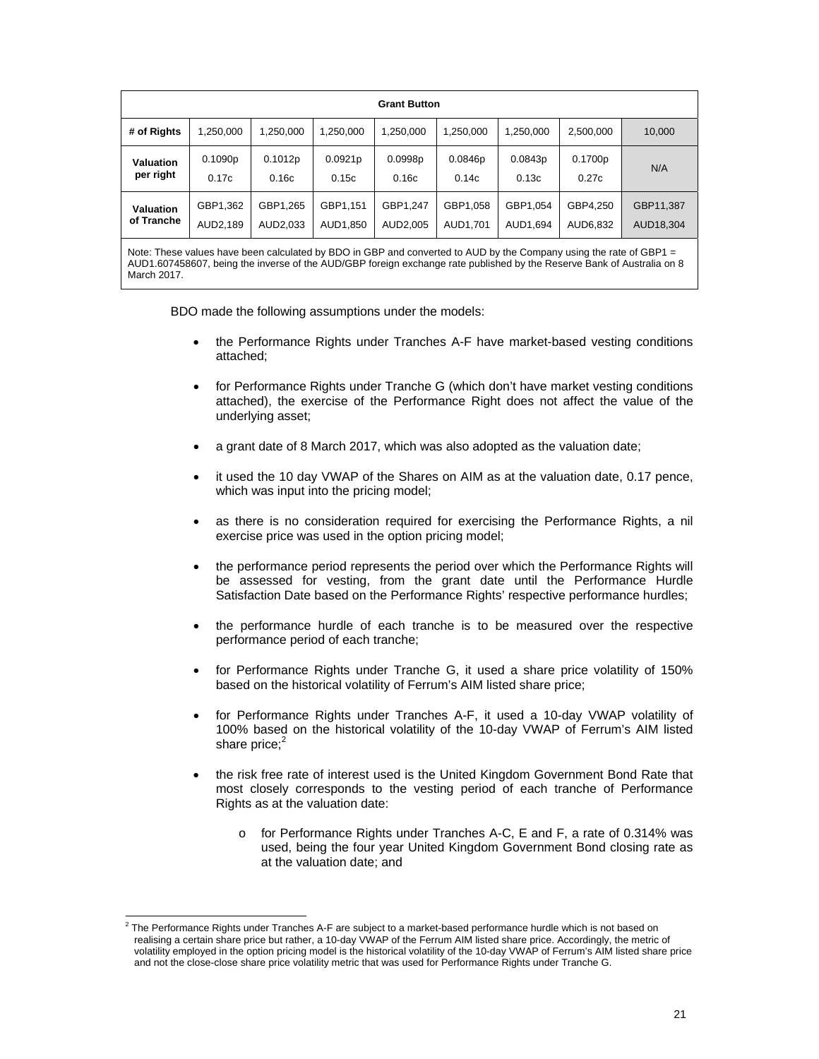| Grant Button | | | | | | | | |
|---|---|---|---|---|---|---|---|---|
| **# of Rights** | 1,250,000 | 1,250,000 | 1,250,000 | 1,250,000 | 1,250,000 | 1,250,000 | 2,500,000 | 10,000 |
| **Valuation per right** | 0.1090p 0.17c | 0.1012p 0.16c | 0.0921p 0.15c | 0.0998p 0.16c | 0.0846p 0.14c | 0.0843p 0.13c | 0.1700p 0.27c | N/A |
| **Valuation of Tranche** | GBP1,362 AUD2,189 | GBP1,265 AUD2,033 | GBP1,151 AUD1,850 | GBP1,247 AUD2,005 | GBP1,058 AUD1,701 | GBP1,054 AUD1,694 | GBP4,250 AUD6,832 | GBP11,387 AUD18,304 |

Note: These values have been calculated by BDO in GBP and converted to AUD by the Company using the rate of GBP1 = AUD1.607458607, being the inverse of the AUD/GBP foreign exchange rate published by the Reserve Bank of Australia on 8 March 2017.

BDO made the following assumptions under the models:

- the Performance Rights under Tranches A-F have market-based vesting conditions attached;
- for Performance Rights under Tranche G (which don't have market vesting conditions attached), the exercise of the Performance Right does not affect the value of the underlying asset;
- a grant date of 8 March 2017, which was also adopted as the valuation date;
- it used the 10 day VWAP of the Shares on AIM as at the valuation date, 0.17 pence, which was input into the pricing model;
- as there is no consideration required for exercising the Performance Rights, a nil exercise price was used in the option pricing model;
- the performance period represents the period over which the Performance Rights will be assessed for vesting, from the grant date until the Performance Hurdle Satisfaction Date based on the Performance Rights' respective performance hurdles;
- the performance hurdle of each tranche is to be measured over the respective performance period of each tranche;
- for Performance Rights under Tranche G, it used a share price volatility of 150% based on the historical volatility of Ferrum's AIM listed share price;
- for Performance Rights under Tranches A-F, it used a 10-day VWAP volatility of 100% based on the historical volatility of the 10-day VWAP of Ferrum's AIM listed share price;[2]
- the risk free rate of interest used is the United Kingdom Government Bond Rate that most closely corresponds to the vesting period of each tranche of Performance Rights as at the valuation date:
  - for Performance Rights under Tranches A-C, E and F, a rate of 0.314% was used, being the four year United Kingdom Government Bond closing rate as at the valuation date; and

[2] The Performance Rights under Tranches A-F are subject to a market-based performance hurdle which is not based on realising a certain share price but rather, a 10-day VWAP of the Ferrum AIM listed share price. Accordingly, the metric of volatility employed in the option pricing model is the historical volatility of the 10-day VWAP of Ferrum's AIM listed share price and not the close-close share price volatility metric that was used for Performance Rights under Tranche G.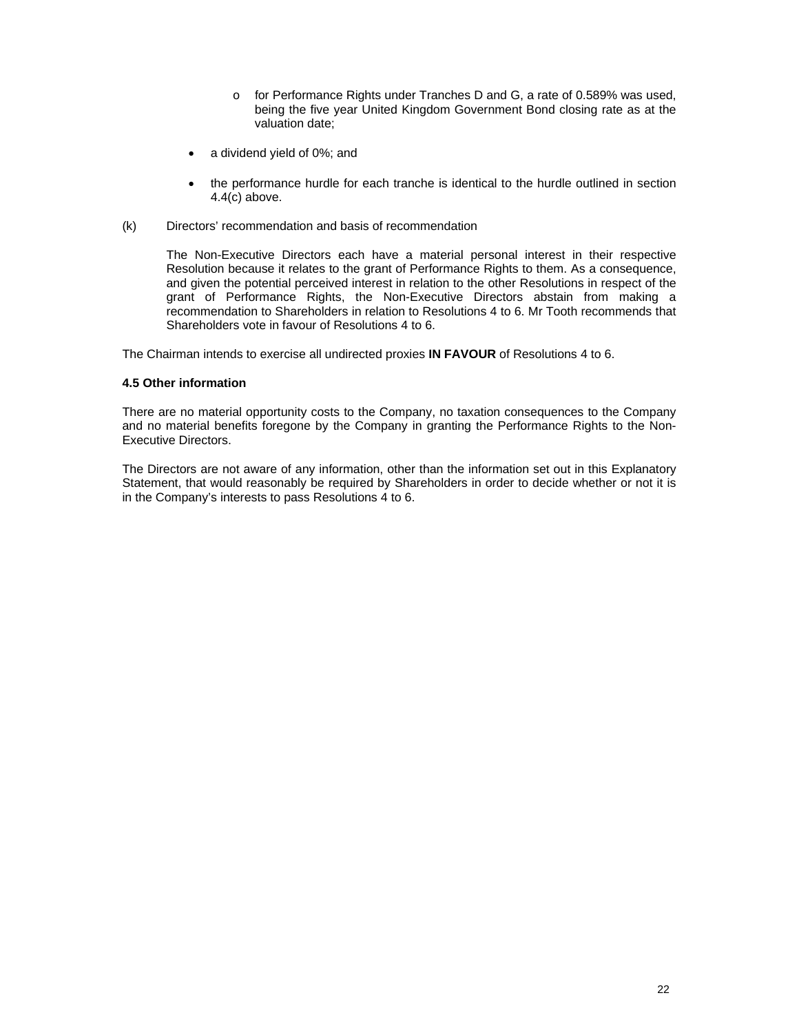- for Performance Rights under Tranches D and G, a rate of 0.589% was used, being the five year United Kingdom Government Bond closing rate as at the valuation date;

- a dividend yield of 0%; and

- the performance hurdle for each tranche is identical to the hurdle outlined in section 4.4(c) above.

(k) Directors' recommendation and basis of recommendation

The Non-Executive Directors each have a material personal interest in their respective Resolution because it relates to the grant of Performance Rights to them. As a consequence, and given the potential perceived interest in relation to the other Resolutions in respect of the grant of Performance Rights, the Non-Executive Directors abstain from making a recommendation to Shareholders in relation to Resolutions 4 to 6. Mr Tooth recommends that Shareholders vote in favour of Resolutions 4 to 6.

The Chairman intends to exercise all undirected proxies **IN FAVOUR** of Resolutions 4 to 6.

**4.5 Other information**

There are no material opportunity costs to the Company, no taxation consequences to the Company and no material benefits foregone by the Company in granting the Performance Rights to the Non-Executive Directors.

The Directors are not aware of any information, other than the information set out in this Explanatory Statement, that would reasonably be required by Shareholders in order to decide whether or not it is in the Company's interests to pass Resolutions 4 to 6.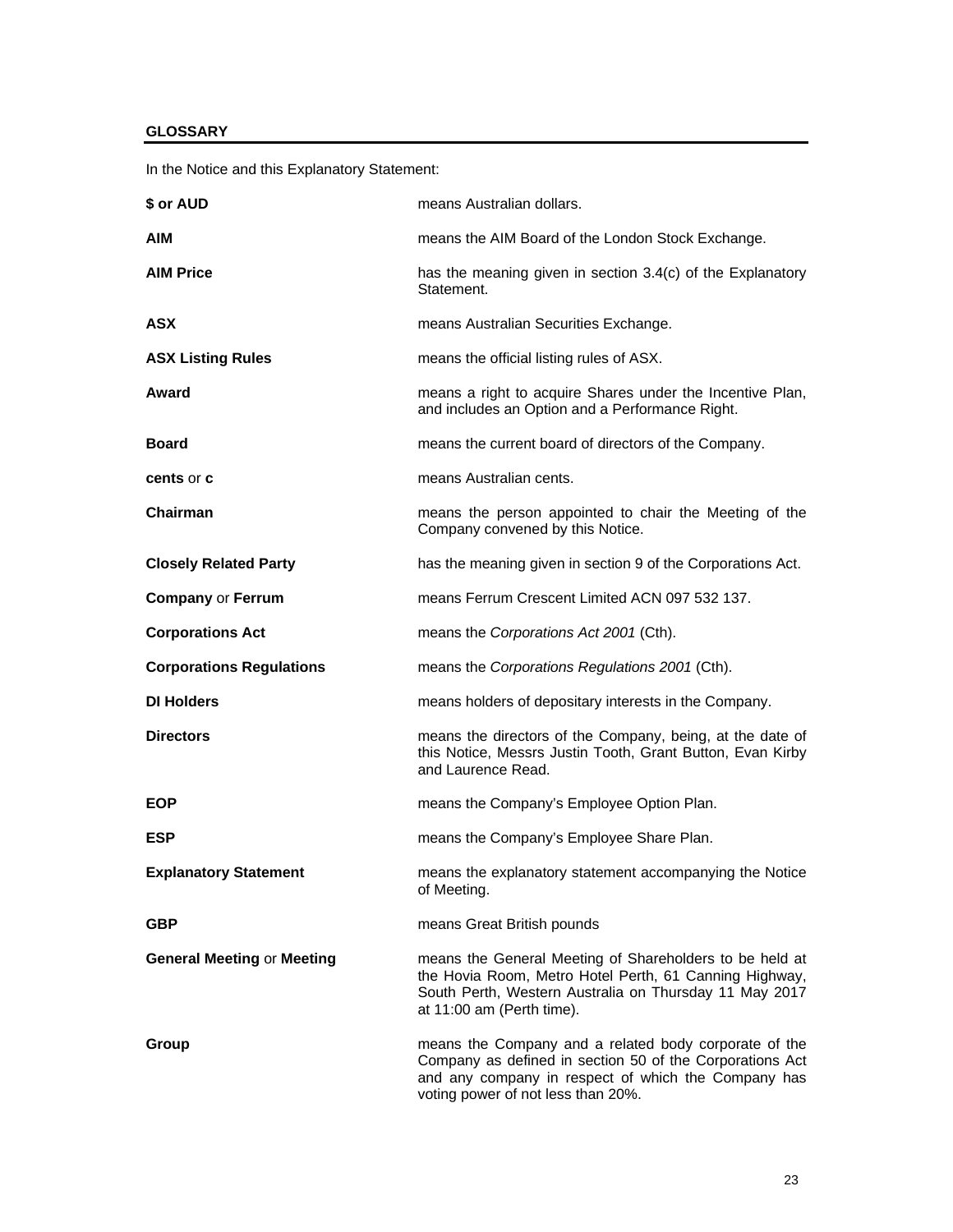## GLOSSARY

In the Notice and this Explanatory Statement:

| | |
|---|---|
| **$ or AUD** | means Australian dollars. |
| **AIM** | means the AIM Board of the London Stock Exchange. |
| **AIM Price** | has the meaning given in section 3.4(c) of the Explanatory Statement. |
| **ASX** | means Australian Securities Exchange. |
| **ASX Listing Rules** | means the official listing rules of ASX. |
| **Award** | means a right to acquire Shares under the Incentive Plan, and includes an Option and a Performance Right. |
| **Board** | means the current board of directors of the Company. |
| **cents** or **c** | means Australian cents. |
| **Chairman** | means the person appointed to chair the Meeting of the Company convened by this Notice. |
| **Closely Related Party** | has the meaning given in section 9 of the Corporations Act. |
| **Company** or **Ferrum** | means Ferrum Crescent Limited ACN 097 532 137. |
| **Corporations Act** | means the *Corporations Act 2001* (Cth). |
| **Corporations Regulations** | means the *Corporations Regulations 2001* (Cth). |
| **DI Holders** | means holders of depositary interests in the Company. |
| **Directors** | means the directors of the Company, being, at the date of this Notice, Messrs Justin Tooth, Grant Button, Evan Kirby and Laurence Read. |
| **EOP** | means the Company's Employee Option Plan. |
| **ESP** | means the Company's Employee Share Plan. |
| **Explanatory Statement** | means the explanatory statement accompanying the Notice of Meeting. |
| **GBP** | means Great British pounds |
| **General Meeting** or **Meeting** | means the General Meeting of Shareholders to be held at the Hovia Room, Metro Hotel Perth, 61 Canning Highway, South Perth, Western Australia on Thursday 11 May 2017 at 11:00 am (Perth time). |
| **Group** | means the Company and a related body corporate of the Company as defined in section 50 of the Corporations Act and any company in respect of which the Company has voting power of not less than 20%. |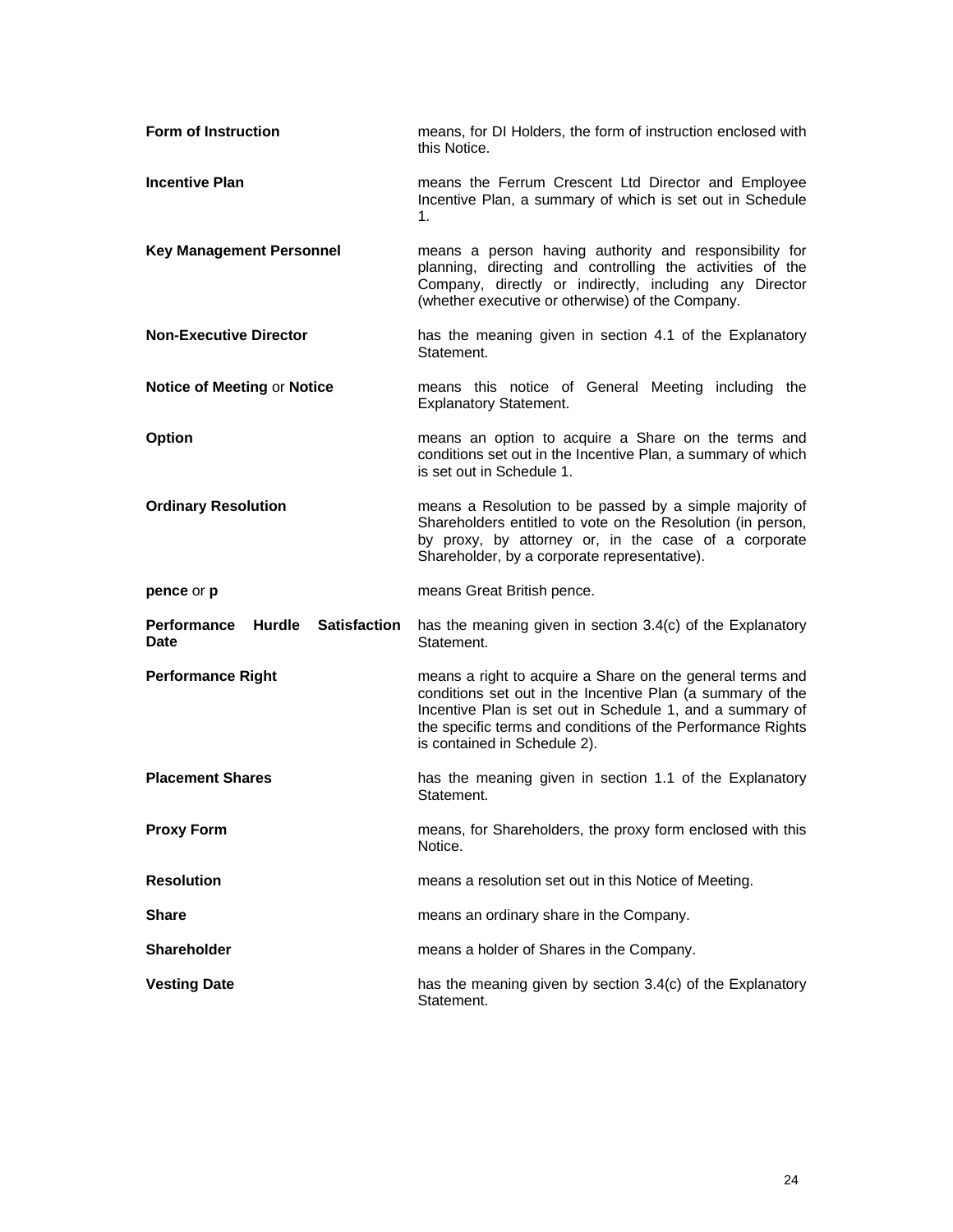**Form of Instruction** means, for DI Holders, the form of instruction enclosed with this Notice.

**Incentive Plan** means the Ferrum Crescent Ltd Director and Employee Incentive Plan, a summary of which is set out in Schedule 1.

**Key Management Personnel** means a person having authority and responsibility for planning, directing and controlling the activities of the Company, directly or indirectly, including any Director (whether executive or otherwise) of the Company.

**Non-Executive Director** has the meaning given in section 4.1 of the Explanatory Statement.

**Notice of Meeting** or **Notice** means this notice of General Meeting including the Explanatory Statement.

**Option** means an option to acquire a Share on the terms and conditions set out in the Incentive Plan, a summary of which is set out in Schedule 1.

**Ordinary Resolution** means a Resolution to be passed by a simple majority of Shareholders entitled to vote on the Resolution (in person, by proxy, by attorney or, in the case of a corporate Shareholder, by a corporate representative).

**pence** or **p** means Great British pence.

**Performance Hurdle Satisfaction Date** has the meaning given in section 3.4(c) of the Explanatory Statement.

**Performance Right** means a right to acquire a Share on the general terms and conditions set out in the Incentive Plan (a summary of the Incentive Plan is set out in Schedule 1, and a summary of the specific terms and conditions of the Performance Rights is contained in Schedule 2).

**Placement Shares** has the meaning given in section 1.1 of the Explanatory Statement.

**Proxy Form** means, for Shareholders, the proxy form enclosed with this Notice.

**Resolution** means a resolution set out in this Notice of Meeting.

**Share** means an ordinary share in the Company.

**Shareholder** means a holder of Shares in the Company.

**Vesting Date** has the meaning given by section 3.4(c) of the Explanatory Statement.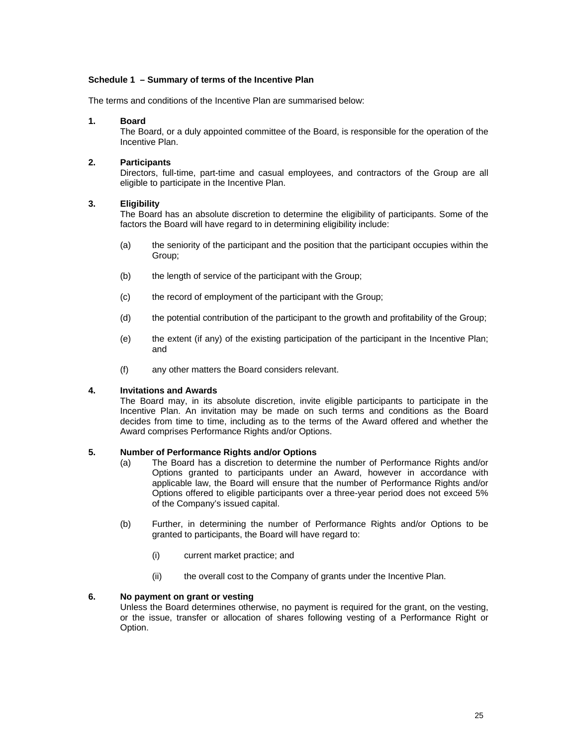## Schedule 1 – Summary of terms of the Incentive Plan

The terms and conditions of the Incentive Plan are summarised below:

**1. Board**

The Board, or a duly appointed committee of the Board, is responsible for the operation of the Incentive Plan.

**2. Participants**

Directors, full-time, part-time and casual employees, and contractors of the Group are all eligible to participate in the Incentive Plan.

**3. Eligibility**

The Board has an absolute discretion to determine the eligibility of participants. Some of the factors the Board will have regard to in determining eligibility include:

(a) the seniority of the participant and the position that the participant occupies within the Group;

(b) the length of service of the participant with the Group;

(c) the record of employment of the participant with the Group;

(d) the potential contribution of the participant to the growth and profitability of the Group;

(e) the extent (if any) of the existing participation of the participant in the Incentive Plan; and

(f) any other matters the Board considers relevant.

**4. Invitations and Awards**

The Board may, in its absolute discretion, invite eligible participants to participate in the Incentive Plan. An invitation may be made on such terms and conditions as the Board decides from time to time, including as to the terms of the Award offered and whether the Award comprises Performance Rights and/or Options.

**5. Number of Performance Rights and/or Options**

(a) The Board has a discretion to determine the number of Performance Rights and/or Options granted to participants under an Award, however in accordance with applicable law, the Board will ensure that the number of Performance Rights and/or Options offered to eligible participants over a three-year period does not exceed 5% of the Company's issued capital.

(b) Further, in determining the number of Performance Rights and/or Options to be granted to participants, the Board will have regard to:

(i) current market practice; and

(ii) the overall cost to the Company of grants under the Incentive Plan.

**6. No payment on grant or vesting**

Unless the Board determines otherwise, no payment is required for the grant, on the vesting, or the issue, transfer or allocation of shares following vesting of a Performance Right or Option.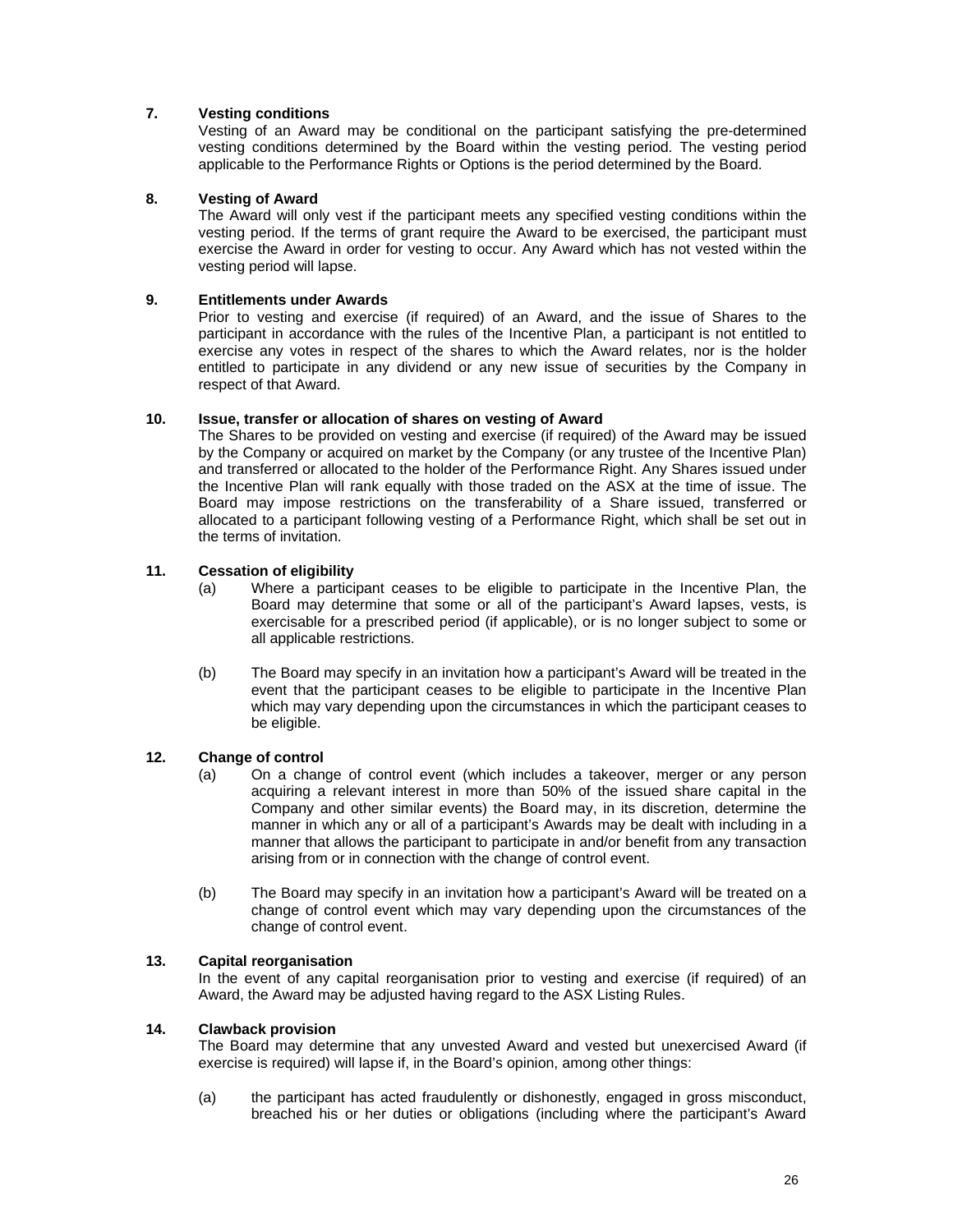**7. Vesting conditions**

Vesting of an Award may be conditional on the participant satisfying the pre-determined vesting conditions determined by the Board within the vesting period. The vesting period applicable to the Performance Rights or Options is the period determined by the Board.

**8. Vesting of Award**

The Award will only vest if the participant meets any specified vesting conditions within the vesting period. If the terms of grant require the Award to be exercised, the participant must exercise the Award in order for vesting to occur. Any Award which has not vested within the vesting period will lapse.

**9. Entitlements under Awards**

Prior to vesting and exercise (if required) of an Award, and the issue of Shares to the participant in accordance with the rules of the Incentive Plan, a participant is not entitled to exercise any votes in respect of the shares to which the Award relates, nor is the holder entitled to participate in any dividend or any new issue of securities by the Company in respect of that Award.

**10. Issue, transfer or allocation of shares on vesting of Award**

The Shares to be provided on vesting and exercise (if required) of the Award may be issued by the Company or acquired on market by the Company (or any trustee of the Incentive Plan) and transferred or allocated to the holder of the Performance Right. Any Shares issued under the Incentive Plan will rank equally with those traded on the ASX at the time of issue. The Board may impose restrictions on the transferability of a Share issued, transferred or allocated to a participant following vesting of a Performance Right, which shall be set out in the terms of invitation.

**11. Cessation of eligibility**

(a) Where a participant ceases to be eligible to participate in the Incentive Plan, the Board may determine that some or all of the participant's Award lapses, vests, is exercisable for a prescribed period (if applicable), or is no longer subject to some or all applicable restrictions.

(b) The Board may specify in an invitation how a participant's Award will be treated in the event that the participant ceases to be eligible to participate in the Incentive Plan which may vary depending upon the circumstances in which the participant ceases to be eligible.

**12. Change of control**

(a) On a change of control event (which includes a takeover, merger or any person acquiring a relevant interest in more than 50% of the issued share capital in the Company and other similar events) the Board may, in its discretion, determine the manner in which any or all of a participant's Awards may be dealt with including in a manner that allows the participant to participate in and/or benefit from any transaction arising from or in connection with the change of control event.

(b) The Board may specify in an invitation how a participant's Award will be treated on a change of control event which may vary depending upon the circumstances of the change of control event.

**13. Capital reorganisation**

In the event of any capital reorganisation prior to vesting and exercise (if required) of an Award, the Award may be adjusted having regard to the ASX Listing Rules.

**14. Clawback provision**

The Board may determine that any unvested Award and vested but unexercised Award (if exercise is required) will lapse if, in the Board's opinion, among other things:

(a) the participant has acted fraudulently or dishonestly, engaged in gross misconduct, breached his or her duties or obligations (including where the participant's Award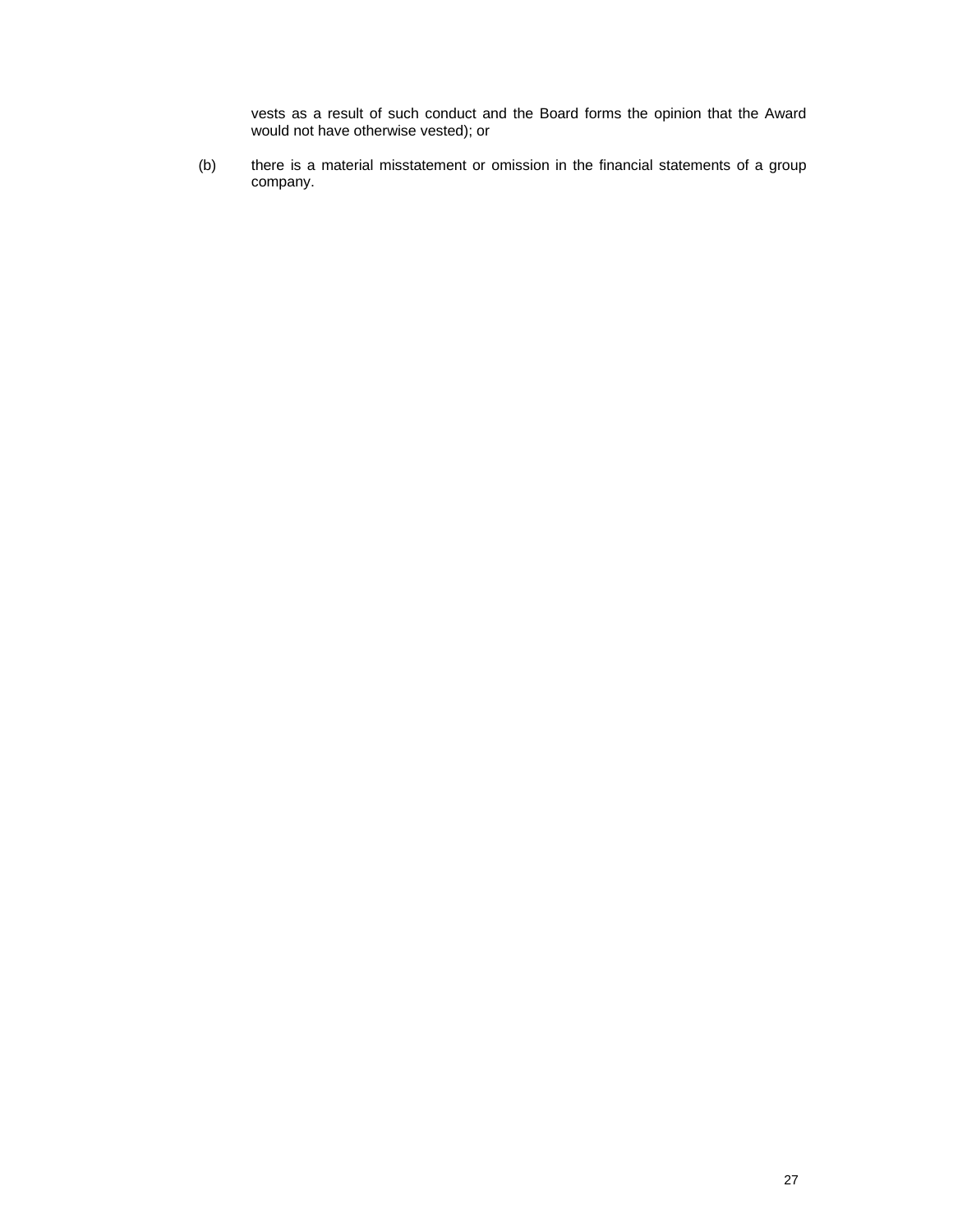vests as a result of such conduct and the Board forms the opinion that the Award would not have otherwise vested); or

(b) there is a material misstatement or omission in the financial statements of a group company.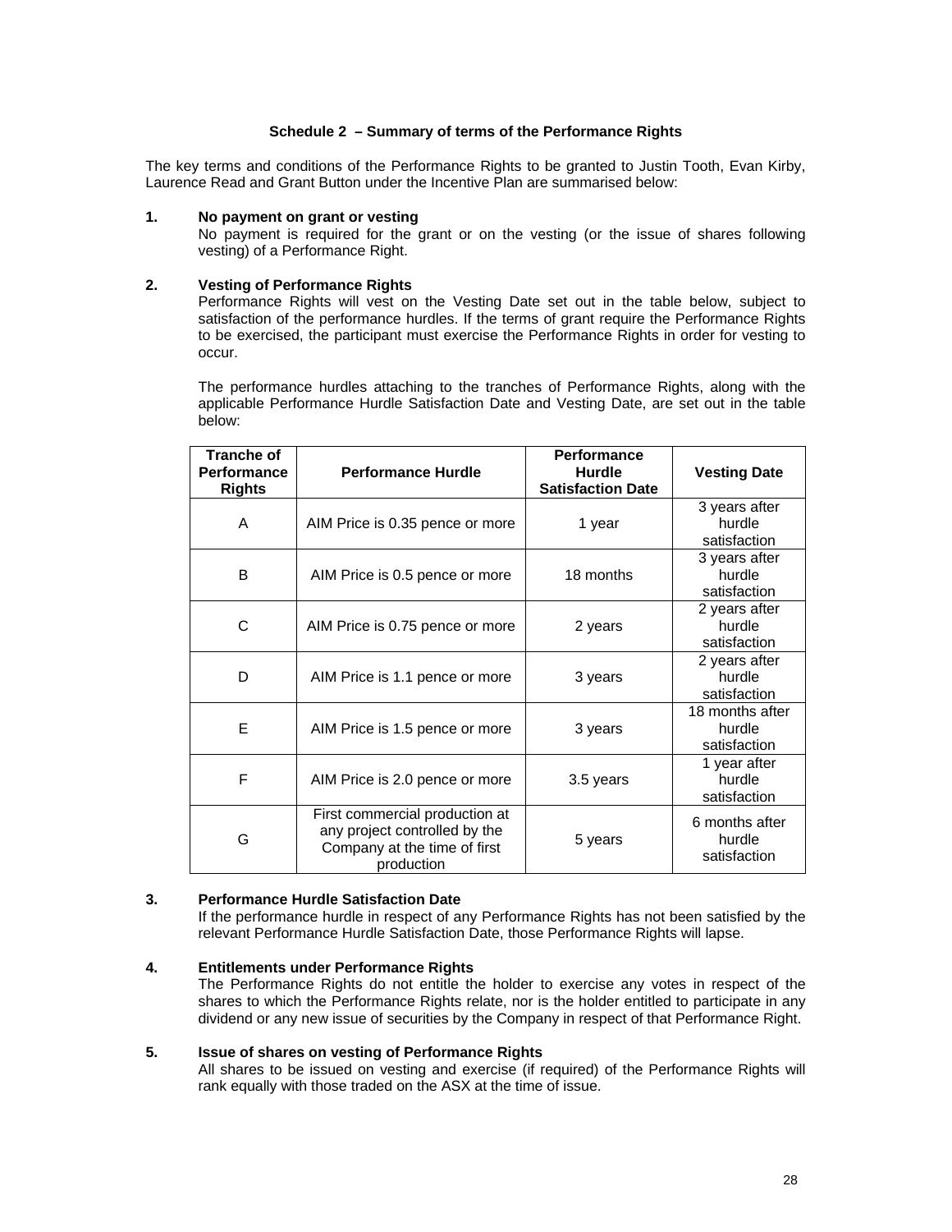## Schedule 2 – Summary of terms of the Performance Rights

The key terms and conditions of the Performance Rights to be granted to Justin Tooth, Evan Kirby, Laurence Read and Grant Button under the Incentive Plan are summarised below:

**1. No payment on grant or vesting**

No payment is required for the grant or on the vesting (or the issue of shares following vesting) of a Performance Right.

**2. Vesting of Performance Rights**

Performance Rights will vest on the Vesting Date set out in the table below, subject to satisfaction of the performance hurdles. If the terms of grant require the Performance Rights to be exercised, the participant must exercise the Performance Rights in order for vesting to occur.

The performance hurdles attaching to the tranches of Performance Rights, along with the applicable Performance Hurdle Satisfaction Date and Vesting Date, are set out in the table below:

| Tranche of Performance Rights | Performance Hurdle | Performance Hurdle Satisfaction Date | Vesting Date |
|---|---|---|---|
| A | AIM Price is 0.35 pence or more | 1 year | 3 years after hurdle satisfaction |
| B | AIM Price is 0.5 pence or more | 18 months | 3 years after hurdle satisfaction |
| C | AIM Price is 0.75 pence or more | 2 years | 2 years after hurdle satisfaction |
| D | AIM Price is 1.1 pence or more | 3 years | 2 years after hurdle satisfaction |
| E | AIM Price is 1.5 pence or more | 3 years | 18 months after hurdle satisfaction |
| F | AIM Price is 2.0 pence or more | 3.5 years | 1 year after hurdle satisfaction |
| G | First commercial production at any project controlled by the Company at the time of first production | 5 years | 6 months after hurdle satisfaction |

**3. Performance Hurdle Satisfaction Date**

If the performance hurdle in respect of any Performance Rights has not been satisfied by the relevant Performance Hurdle Satisfaction Date, those Performance Rights will lapse.

**4. Entitlements under Performance Rights**

The Performance Rights do not entitle the holder to exercise any votes in respect of the shares to which the Performance Rights relate, nor is the holder entitled to participate in any dividend or any new issue of securities by the Company in respect of that Performance Right.

**5. Issue of shares on vesting of Performance Rights**

All shares to be issued on vesting and exercise (if required) of the Performance Rights will rank equally with those traded on the ASX at the time of issue.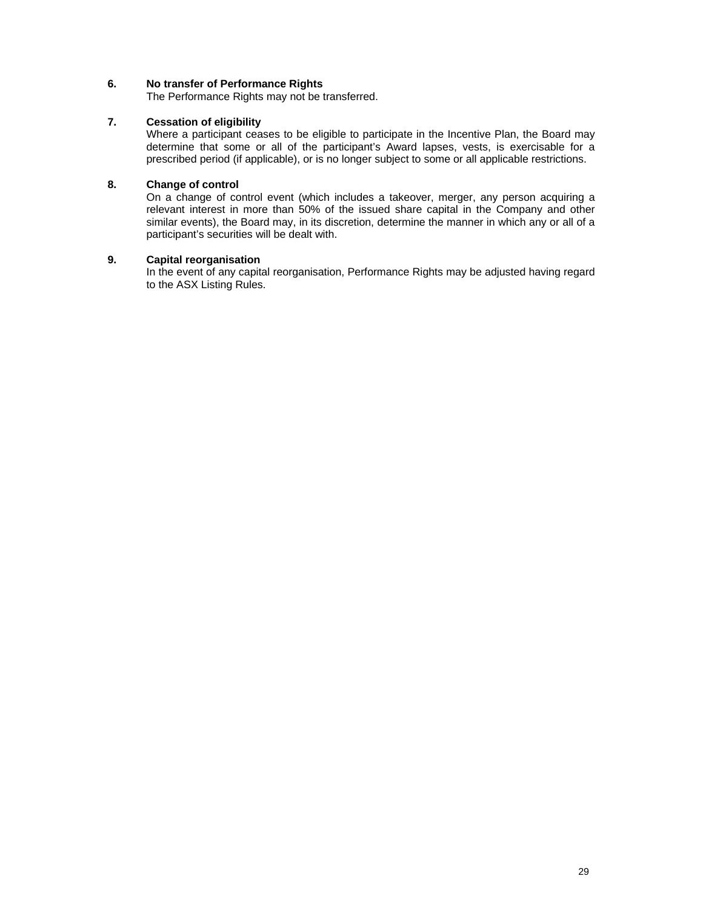6. **No transfer of Performance Rights**
   The Performance Rights may not be transferred.

7. **Cessation of eligibility**
   Where a participant ceases to be eligible to participate in the Incentive Plan, the Board may determine that some or all of the participant's Award lapses, vests, is exercisable for a prescribed period (if applicable), or is no longer subject to some or all applicable restrictions.

8. **Change of control**
   On a change of control event (which includes a takeover, merger, any person acquiring a relevant interest in more than 50% of the issued share capital in the Company and other similar events), the Board may, in its discretion, determine the manner in which any or all of a participant's securities will be dealt with.

9. **Capital reorganisation**
   In the event of any capital reorganisation, Performance Rights may be adjusted having regard to the ASX Listing Rules.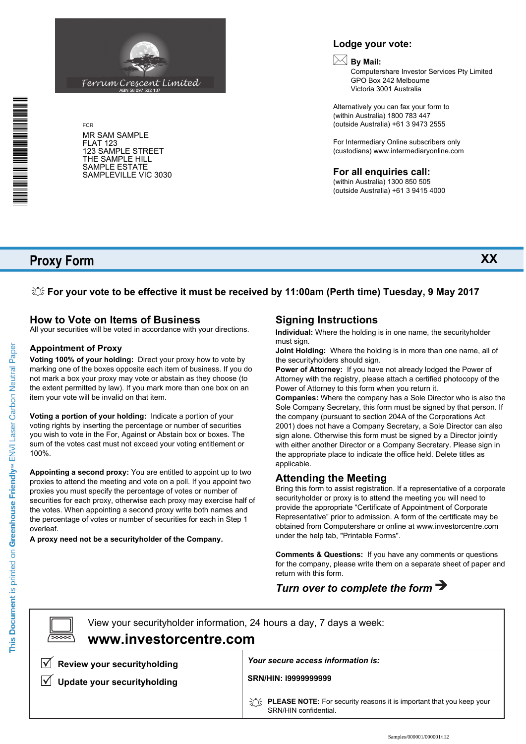Ferrum Crescent Limited
ABN 58 097 532 137

FCR

MR SAM SAMPLE
FLAT 123
123 SAMPLE STREET
THE SAMPLE HILL
SAMPLE ESTATE
SAMPLEVILLE VIC 3030

**Lodge your vote:**

**By Mail:**
Computershare Investor Services Pty Limited
GPO Box 242 Melbourne
Victoria 3001 Australia

Alternatively you can fax your form to
(within Australia) 1800 783 447
(outside Australia) +61 3 9473 2555

For Intermediary Online subscribers only
(custodians) www.intermediaryonline.com

**For all enquiries call:**
(within Australia) 1300 850 505
(outside Australia) +61 3 9415 4000

# Proxy Form

**XX**

**For your vote to be effective it must be received by 11:00am (Perth time) Tuesday, 9 May 2017**

## How to Vote on Items of Business

All your securities will be voted in accordance with your directions.

### Appointment of Proxy

**Voting 100% of your holding:** Direct your proxy how to vote by marking one of the boxes opposite each item of business. If you do not mark a box your proxy may vote or abstain as they choose (to the extent permitted by law). If you mark more than one box on an item your vote will be invalid on that item.

**Voting a portion of your holding:** Indicate a portion of your voting rights by inserting the percentage or number of securities you wish to vote in the For, Against or Abstain box or boxes. The sum of the votes cast must not exceed your voting entitlement or 100%.

**Appointing a second proxy:** You are entitled to appoint up to two proxies to attend the meeting and vote on a poll. If you appoint two proxies you must specify the percentage of votes or number of securities for each proxy, otherwise each proxy may exercise half of the votes. When appointing a second proxy write both names and the percentage of votes or number of securities for each in Step 1 overleaf.

**A proxy need not be a securityholder of the Company.**

## Signing Instructions

**Individual:** Where the holding is in one name, the securityholder must sign.

**Joint Holding:** Where the holding is in more than one name, all of the securityholders should sign.

**Power of Attorney:** If you have not already lodged the Power of Attorney with the registry, please attach a certified photocopy of the Power of Attorney to this form when you return it.

**Companies:** Where the company has a Sole Director who is also the Sole Company Secretary, this form must be signed by that person. If the company (pursuant to section 204A of the Corporations Act 2001) does not have a Company Secretary, a Sole Director can also sign alone. Otherwise this form must be signed by a Director jointly with either another Director or a Company Secretary. Please sign in the appropriate place to indicate the office held. Delete titles as applicable.

## Attending the Meeting

Bring this form to assist registration. If a representative of a corporate securityholder or proxy is to attend the meeting you will need to provide the appropriate "Certificate of Appointment of Corporate Representative" prior to admission. A form of the certificate may be obtained from Computershare or online at www.investorcentre.com under the help tab, "Printable Forms".

**Comments & Questions:** If you have any comments or questions for the company, please write them on a separate sheet of paper and return with this form.

***Turn over to complete the form →***

View your securityholder information, 24 hours a day, 7 days a week:

**www.investorcentre.com**

- ☑ **Review your securityholding**
- ☑ **Update your securityholding**

***Your secure access information is:***

**SRN/HIN: I9999999999**

**PLEASE NOTE:** For security reasons it is important that you keep your SRN/HIN confidential.

This Document is printed on Greenhouse Friendly™ ENVI Laser Carbon Neutral Paper

Samples/000001/000001/i12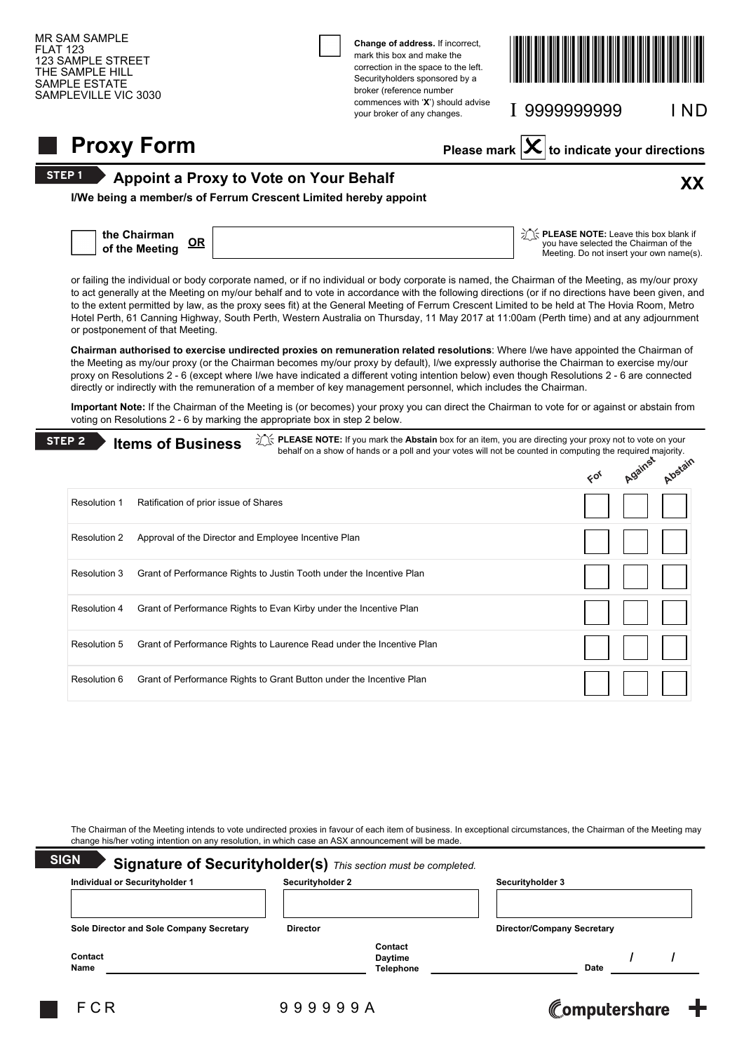MR SAM SAMPLE
FLAT 123
123 SAMPLE STREET
THE SAMPLE HILL
SAMPLE ESTATE
SAMPLEVILLE VIC 3030

☐ **Change of address.** If incorrect, mark this box and make the correction in the space to the left. Securityholders sponsored by a broker (reference number commences with '**X**') should advise your broker of any changes.

I 9999999999 IND

# Proxy Form

**Please mark ☒ to indicate your directions**

## STEP 1 Appoint a Proxy to Vote on Your Behalf

**XX**

**I/We being a member/s of Ferrum Crescent Limited hereby appoint**

☐ **the Chairman of the Meeting** **OR** ______________________

**PLEASE NOTE:** Leave this box blank if you have selected the Chairman of the Meeting. Do not insert your own name(s).

or failing the individual or body corporate named, or if no individual or body corporate is named, the Chairman of the Meeting, as my/our proxy to act generally at the Meeting on my/our behalf and to vote in accordance with the following directions (or if no directions have been given, and to the extent permitted by law, as the proxy sees fit) at the General Meeting of Ferrum Crescent Limited to be held at The Hovia Room, Metro Hotel Perth, 61 Canning Highway, South Perth, Western Australia on Thursday, 11 May 2017 at 11:00am (Perth time) and at any adjournment or postponement of that Meeting.

**Chairman authorised to exercise undirected proxies on remuneration related resolutions**: Where I/we have appointed the Chairman of the Meeting as my/our proxy (or the Chairman becomes my/our proxy by default), I/we expressly authorise the Chairman to exercise my/our proxy on Resolutions 2 - 6 (except where I/we have indicated a different voting intention below) even though Resolutions 2 - 6 are connected directly or indirectly with the remuneration of a member of key management personnel, which includes the Chairman.

**Important Note:** If the Chairman of the Meeting is (or becomes) your proxy you can direct the Chairman to vote for or against or abstain from voting on Resolutions 2 - 6 by marking the appropriate box in step 2 below.

## STEP 2 Items of Business

**PLEASE NOTE:** If you mark the **Abstain** box for an item, you are directing your proxy not to vote on your behalf on a show of hands or a poll and your votes will not be counted in computing the required majority.

| | | For | Against | Abstain |
|---|---|---|---|---|
| Resolution 1 | Ratification of prior issue of Shares | ☐ | ☐ | ☐ |
| Resolution 2 | Approval of the Director and Employee Incentive Plan | ☐ | ☐ | ☐ |
| Resolution 3 | Grant of Performance Rights to Justin Tooth under the Incentive Plan | ☐ | ☐ | ☐ |
| Resolution 4 | Grant of Performance Rights to Evan Kirby under the Incentive Plan | ☐ | ☐ | ☐ |
| Resolution 5 | Grant of Performance Rights to Laurence Read under the Incentive Plan | ☐ | ☐ | ☐ |
| Resolution 6 | Grant of Performance Rights to Grant Button under the Incentive Plan | ☐ | ☐ | ☐ |

The Chairman of the Meeting intends to vote undirected proxies in favour of each item of business. In exceptional circumstances, the Chairman of the Meeting may change his/her voting intention on any resolution, in which case an ASX announcement will be made.

## SIGN Signature of Securityholder(s) *This section must be completed.*

| Individual or Securityholder 1 | Securityholder 2 | Securityholder 3 |
|---|---|---|
| | | |
| Sole Director and Sole Company Secretary | Director | Director/Company Secretary |

Contact Name ______________________ Contact Daytime Telephone ______________________ Date ____ / ____ / ____

FCR 999999A

computershare